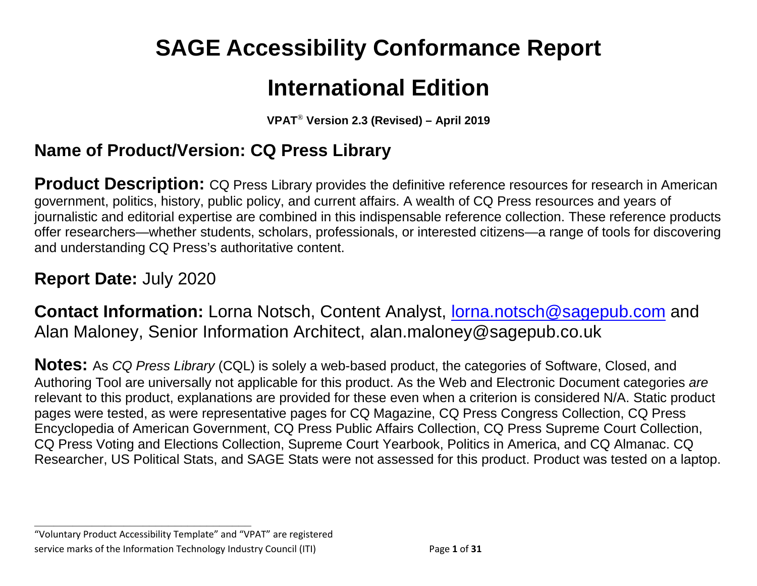# SAGE Accessibility Conformance Report

# International Edition

**VPAT® Version 2.3 (Revised) – April 2019**

## Name of Product/Version: CQ Press Library

**Product Description:** CQ Press Library provides the definitive reference resources for research in American government, politics, history, public policy, and current affairs. A wealth of CQ Press resources and years of journalistic and editorial expertise are combined in this indispensable reference collection. These reference products offer researchers—whether students, scholars, professionals, or interested citizens—a range of tools for discovering and understanding CQ Press's authoritative content.

**Report Date:** July 2020

**Contact Information:** Lorna Notsch, Content Analyst, lorna.notsch@sagepub.com and Alan Maloney, Senior Information Architect, alan.maloney@sagepub.co.uk

**Notes:** As *CQ Press Library* (CQL) is solely a web-based product, the categories of Software, Closed, and Authoring Tool are universally not applicable for this product. As the Web and Electronic Document categories *are* relevant to this product, explanations are provided for these even when a criterion is considered N/A. Static product pages were tested, as were representative pages for CQ Magazine, CQ Press Congress Collection, CQ Press Encyclopedia of American Government, CQ Press Public Affairs Collection, CQ Press Supreme Court Collection, CQ Press Voting and Elections Collection, Supreme Court Yearbook, Politics in America, and CQ Almanac. CQ Researcher, US Political Stats, and SAGE Stats were not assessed for this product. Product was tested on a laptop.

---

"Voluntary Product Accessibility Template" and "VPAT" are registered service marks of the Information Technology Industry Council (ITI)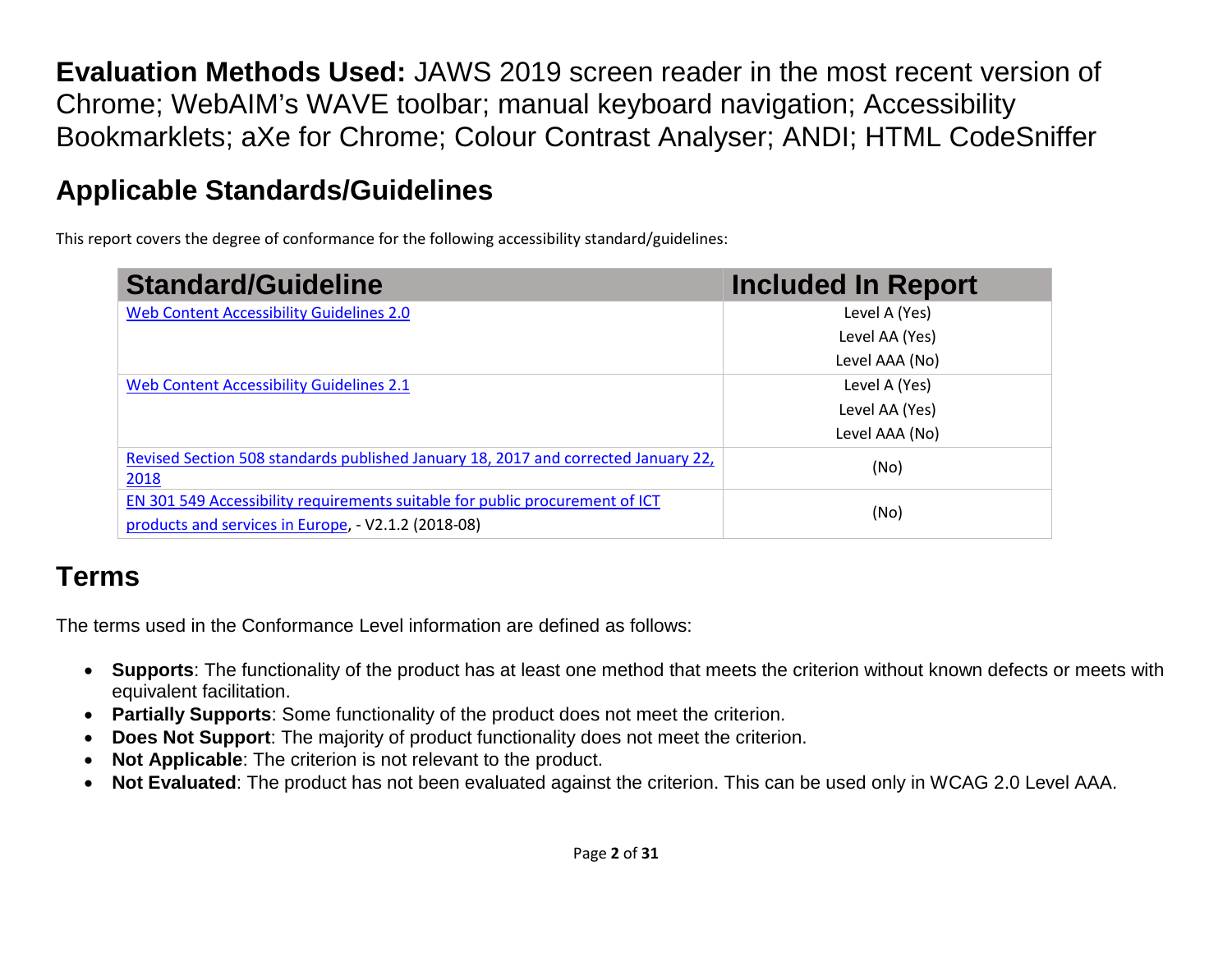**Evaluation Methods Used:** JAWS 2019 screen reader in the most recent version of Chrome; WebAIM's WAVE toolbar; manual keyboard navigation; Accessibility Bookmarklets; aXe for Chrome; Colour Contrast Analyser; ANDI; HTML CodeSniffer

## Applicable Standards/Guidelines

This report covers the degree of conformance for the following accessibility standard/guidelines:

| Standard/Guideline | Included In Report |
|---|---|
| Web Content Accessibility Guidelines 2.0 | Level A (Yes)<br>Level AA (Yes)<br>Level AAA (No) |
| Web Content Accessibility Guidelines 2.1 | Level A (Yes)<br>Level AA (Yes)<br>Level AAA (No) |
| Revised Section 508 standards published January 18, 2017 and corrected January 22, 2018 | (No) |
| EN 301 549 Accessibility requirements suitable for public procurement of ICT products and services in Europe, - V2.1.2 (2018-08) | (No) |

## Terms

The terms used in the Conformance Level information are defined as follows:

- **Supports**: The functionality of the product has at least one method that meets the criterion without known defects or meets with equivalent facilitation.
- **Partially Supports**: Some functionality of the product does not meet the criterion.
- **Does Not Support**: The majority of product functionality does not meet the criterion.
- **Not Applicable**: The criterion is not relevant to the product.
- **Not Evaluated**: The product has not been evaluated against the criterion. This can be used only in WCAG 2.0 Level AAA.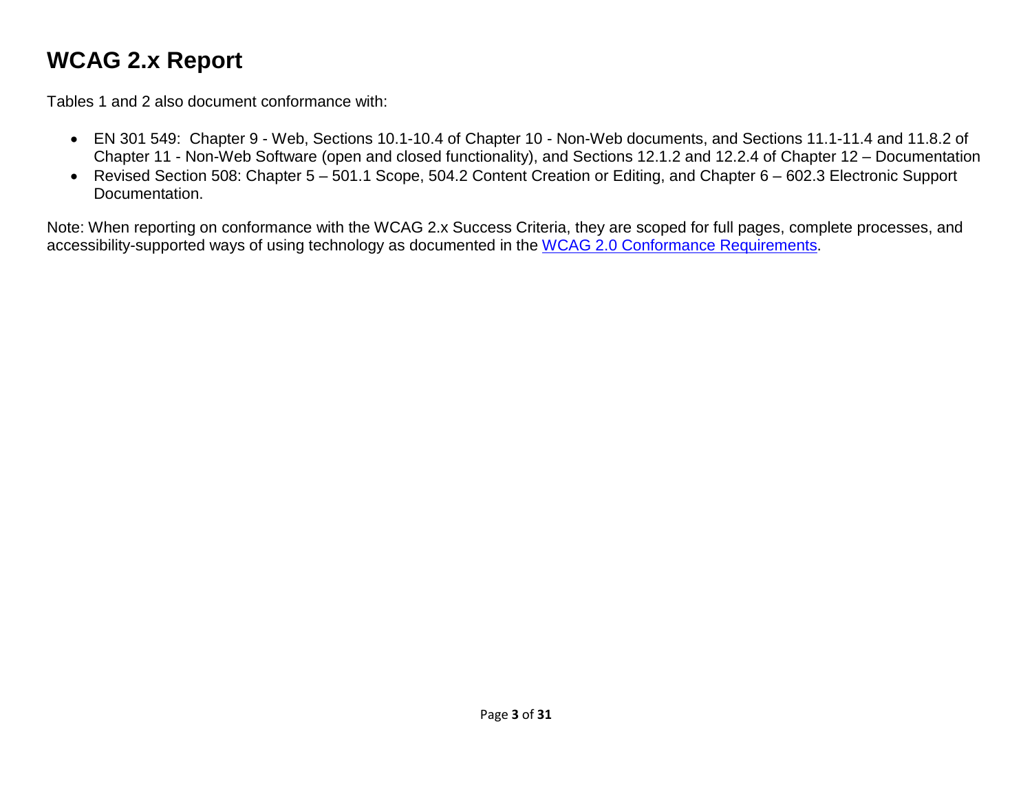# WCAG 2.x Report

Tables 1 and 2 also document conformance with:

- EN 301 549: Chapter 9 - Web, Sections 10.1-10.4 of Chapter 10 - Non-Web documents, and Sections 11.1-11.4 and 11.8.2 of Chapter 11 - Non-Web Software (open and closed functionality), and Sections 12.1.2 and 12.2.4 of Chapter 12 – Documentation
- Revised Section 508: Chapter 5 – 501.1 Scope, 504.2 Content Creation or Editing, and Chapter 6 – 602.3 Electronic Support Documentation.

Note: When reporting on conformance with the WCAG 2.x Success Criteria, they are scoped for full pages, complete processes, and accessibility-supported ways of using technology as documented in the WCAG 2.0 Conformance Requirements.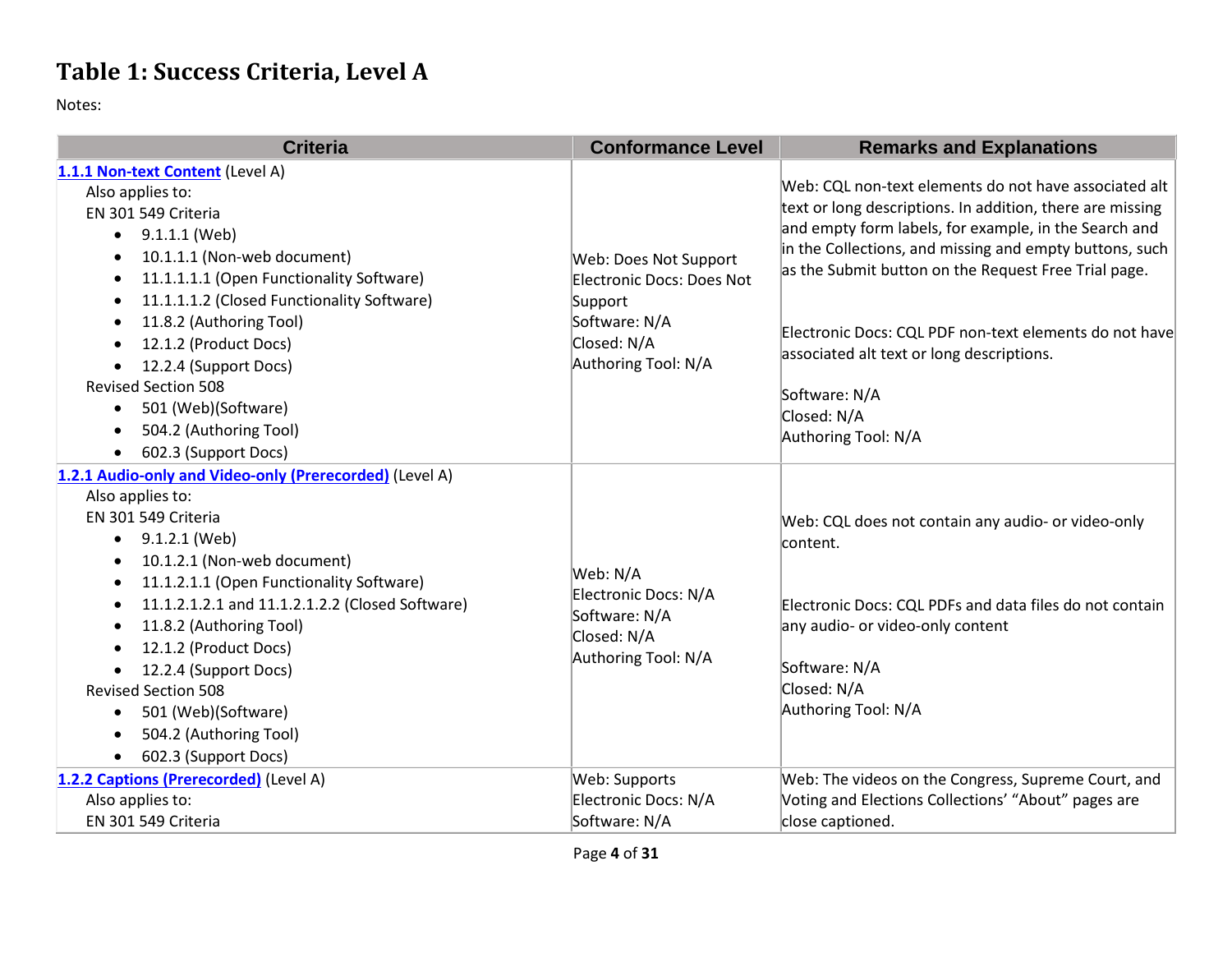# Table 1: Success Criteria, Level A

Notes:

| Criteria | Conformance Level | Remarks and Explanations |
|---|---|---|
| **1.1.1 Non-text Content** (Level A)<br>Also applies to:<br>EN 301 549 Criteria<br>• 9.1.1.1 (Web)<br>• 10.1.1.1 (Non-web document)<br>• 11.1.1.1.1 (Open Functionality Software)<br>• 11.1.1.1.2 (Closed Functionality Software)<br>• 11.8.2 (Authoring Tool)<br>• 12.1.2 (Product Docs)<br>• 12.2.4 (Support Docs)<br>Revised Section 508<br>• 501 (Web)(Software)<br>• 504.2 (Authoring Tool)<br>• 602.3 (Support Docs) | Web: Does Not Support<br>Electronic Docs: Does Not Support<br>Software: N/A<br>Closed: N/A<br>Authoring Tool: N/A | Web: CQL non-text elements do not have associated alt text or long descriptions. In addition, there are missing and empty form labels, for example, in the Search and in the Collections, and missing and empty buttons, such as the Submit button on the Request Free Trial page.<br><br>Electronic Docs: CQL PDF non-text elements do not have associated alt text or long descriptions.<br><br>Software: N/A<br>Closed: N/A<br>Authoring Tool: N/A |
| **1.2.1 Audio-only and Video-only (Prerecorded)** (Level A)<br>Also applies to:<br>EN 301 549 Criteria<br>• 9.1.2.1 (Web)<br>• 10.1.2.1 (Non-web document)<br>• 11.1.2.1.1 (Open Functionality Software)<br>• 11.1.2.1.2.1 and 11.1.2.1.2.2 (Closed Software)<br>• 11.8.2 (Authoring Tool)<br>• 12.1.2 (Product Docs)<br>• 12.2.4 (Support Docs)<br>Revised Section 508<br>• 501 (Web)(Software)<br>• 504.2 (Authoring Tool)<br>• 602.3 (Support Docs) | Web: N/A<br>Electronic Docs: N/A<br>Software: N/A<br>Closed: N/A<br>Authoring Tool: N/A | Web: CQL does not contain any audio- or video-only content.<br><br>Electronic Docs: CQL PDFs and data files do not contain any audio- or video-only content<br><br>Software: N/A<br>Closed: N/A<br>Authoring Tool: N/A |
| **1.2.2 Captions (Prerecorded)** (Level A)<br>Also applies to:<br>EN 301 549 Criteria | Web: Supports<br>Electronic Docs: N/A<br>Software: N/A | Web: The videos on the Congress, Supreme Court, and Voting and Elections Collections' "About" pages are close captioned. |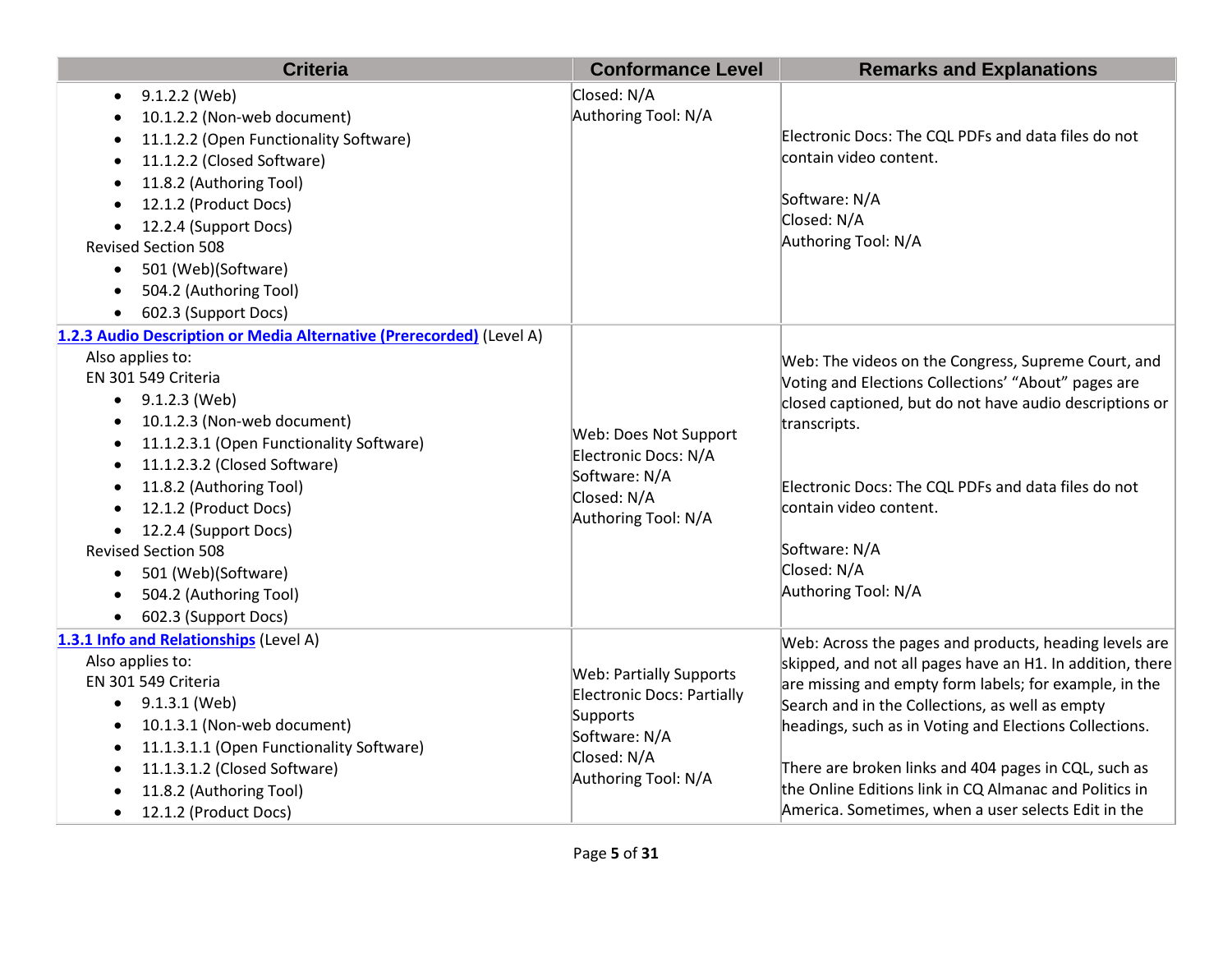| Criteria | Conformance Level | Remarks and Explanations |
| --- | --- | --- |
| <ul><li>9.1.2.2 (Web)</li><li>10.1.2.2 (Non-web document)</li><li>11.1.2.2 (Open Functionality Software)</li><li>11.1.2.2 (Closed Software)</li><li>11.8.2 (Authoring Tool)</li><li>12.1.2 (Product Docs)</li><li>12.2.4 (Support Docs)</li></ul>Revised Section 508<ul><li>501 (Web)(Software)</li><li>504.2 (Authoring Tool)</li><li>602.3 (Support Docs)</li></ul> | Closed: N/A<br>Authoring Tool: N/A | Electronic Docs: The CQL PDFs and data files do not contain video content.<br><br>Software: N/A<br>Closed: N/A<br>Authoring Tool: N/A |
| [1.2.3 Audio Description or Media Alternative (Prerecorded)](https://www.w3.org/TR/WCAG20/#media-equiv-audio-desc) (Level A)<br>Also applies to:<br>EN 301 549 Criteria<ul><li>9.1.2.3 (Web)</li><li>10.1.2.3 (Non-web document)</li><li>11.1.2.3.1 (Open Functionality Software)</li><li>11.1.2.3.2 (Closed Software)</li><li>11.8.2 (Authoring Tool)</li><li>12.1.2 (Product Docs)</li><li>12.2.4 (Support Docs)</li></ul>Revised Section 508<ul><li>501 (Web)(Software)</li><li>504.2 (Authoring Tool)</li><li>602.3 (Support Docs)</li></ul> | Web: Does Not Support<br>Electronic Docs: N/A<br>Software: N/A<br>Closed: N/A<br>Authoring Tool: N/A | Web: The videos on the Congress, Supreme Court, and Voting and Elections Collections' "About" pages are closed captioned, but do not have audio descriptions or transcripts.<br><br>Electronic Docs: The CQL PDFs and data files do not contain video content.<br><br>Software: N/A<br>Closed: N/A<br>Authoring Tool: N/A |
| [1.3.1 Info and Relationships](https://www.w3.org/TR/WCAG20/#content-structure-separation-programmatic) (Level A)<br>Also applies to:<br>EN 301 549 Criteria<ul><li>9.1.3.1 (Web)</li><li>10.1.3.1 (Non-web document)</li><li>11.1.3.1.1 (Open Functionality Software)</li><li>11.1.3.1.2 (Closed Software)</li><li>11.8.2 (Authoring Tool)</li><li>12.1.2 (Product Docs)</li></ul> | Web: Partially Supports<br>Electronic Docs: Partially Supports<br>Software: N/A<br>Closed: N/A<br>Authoring Tool: N/A | Web: Across the pages and products, heading levels are skipped, and not all pages have an H1. In addition, there are missing and empty form labels; for example, in the Search and in the Collections, as well as empty headings, such as in Voting and Elections Collections.<br><br>There are broken links and 404 pages in CQL, such as the Online Editions link in CQ Almanac and Politics in America. Sometimes, when a user selects Edit in the |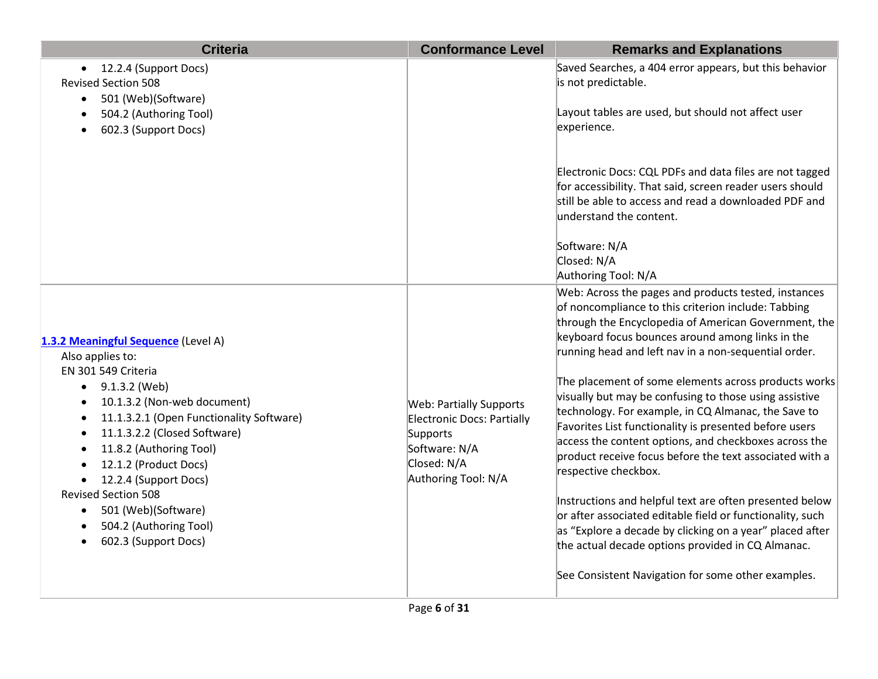| Criteria | Conformance Level | Remarks and Explanations |
|---|---|---|
| • 12.2.4 (Support Docs)<br>Revised Section 508<br>• 501 (Web)(Software)<br>• 504.2 (Authoring Tool)<br>• 602.3 (Support Docs) | | Saved Searches, a 404 error appears, but this behavior is not predictable.<br><br>Layout tables are used, but should not affect user experience.<br><br>Electronic Docs: CQL PDFs and data files are not tagged for accessibility. That said, screen reader users should still be able to access and read a downloaded PDF and understand the content.<br><br>Software: N/A<br>Closed: N/A<br>Authoring Tool: N/A |
| **[1.3.2 Meaningful Sequence](http://www.w3.org/TR/WCAG20/#content-structure-separation-sequence)** (Level A)<br>Also applies to:<br>EN 301 549 Criteria<br>• 9.1.3.2 (Web)<br>• 10.1.3.2 (Non-web document)<br>• 11.1.3.2.1 (Open Functionality Software)<br>• 11.1.3.2.2 (Closed Software)<br>• 11.8.2 (Authoring Tool)<br>• 12.1.2 (Product Docs)<br>• 12.2.4 (Support Docs)<br>Revised Section 508<br>• 501 (Web)(Software)<br>• 504.2 (Authoring Tool)<br>• 602.3 (Support Docs) | Web: Partially Supports<br>Electronic Docs: Partially Supports<br>Software: N/A<br>Closed: N/A<br>Authoring Tool: N/A | Web: Across the pages and products tested, instances of noncompliance to this criterion include: Tabbing through the Encyclopedia of American Government, the keyboard focus bounces around among links in the running head and left nav in a non-sequential order.<br><br>The placement of some elements across products works visually but may be confusing to those using assistive technology. For example, in CQ Almanac, the Save to Favorites List functionality is presented before users access the content options, and checkboxes across the product receive focus before the text associated with a respective checkbox.<br><br>Instructions and helpful text are often presented below or after associated editable field or functionality, such as "Explore a decade by clicking on a year" placed after the actual decade options provided in CQ Almanac.<br><br>See Consistent Navigation for some other examples. |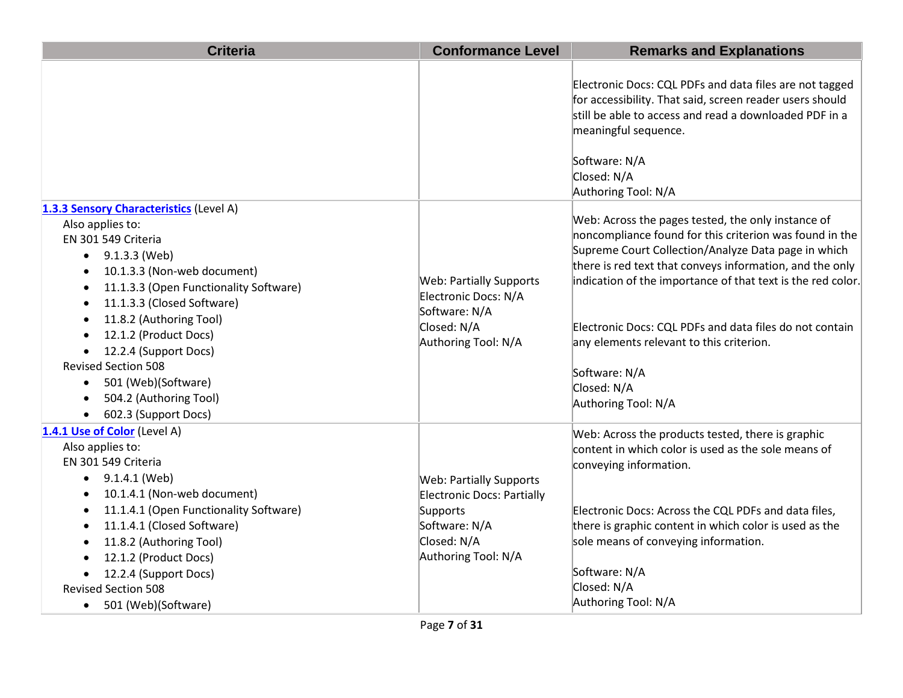| Criteria | Conformance Level | Remarks and Explanations |
|---|---|---|
| | | Electronic Docs: CQL PDFs and data files are not tagged for accessibility. That said, screen reader users should still be able to access and read a downloaded PDF in a meaningful sequence.<br><br>Software: N/A<br>Closed: N/A<br>Authoring Tool: N/A |
| [1.3.3 Sensory Characteristics](http://www.w3.org/TR/WCAG20/#content-structure-separation-understanding) (Level A)<br>Also applies to:<br>EN 301 549 Criteria<br>• 9.1.3.3 (Web)<br>• 10.1.3.3 (Non-web document)<br>• 11.1.3.3 (Open Functionality Software)<br>• 11.1.3.3 (Closed Software)<br>• 11.8.2 (Authoring Tool)<br>• 12.1.2 (Product Docs)<br>• 12.2.4 (Support Docs)<br>Revised Section 508<br>• 501 (Web)(Software)<br>• 504.2 (Authoring Tool)<br>• 602.3 (Support Docs) | Web: Partially Supports<br>Electronic Docs: N/A<br>Software: N/A<br>Closed: N/A<br>Authoring Tool: N/A | Web: Across the pages tested, the only instance of noncompliance found for this criterion was found in the Supreme Court Collection/Analyze Data page in which there is red text that conveys information, and the only indication of the importance of that text is the red color.<br><br>Electronic Docs: CQL PDFs and data files do not contain any elements relevant to this criterion.<br><br>Software: N/A<br>Closed: N/A<br>Authoring Tool: N/A |
| [1.4.1 Use of Color](http://www.w3.org/TR/WCAG20/#visual-audio-contrast-without-color) (Level A)<br>Also applies to:<br>EN 301 549 Criteria<br>• 9.1.4.1 (Web)<br>• 10.1.4.1 (Non-web document)<br>• 11.1.4.1 (Open Functionality Software)<br>• 11.1.4.1 (Closed Software)<br>• 11.8.2 (Authoring Tool)<br>• 12.1.2 (Product Docs)<br>• 12.2.4 (Support Docs)<br>Revised Section 508<br>• 501 (Web)(Software) | Web: Partially Supports<br>Electronic Docs: Partially Supports<br>Software: N/A<br>Closed: N/A<br>Authoring Tool: N/A | Web: Across the products tested, there is graphic content in which color is used as the sole means of conveying information.<br><br>Electronic Docs: Across the CQL PDFs and data files, there is graphic content in which color is used as the sole means of conveying information.<br><br>Software: N/A<br>Closed: N/A<br>Authoring Tool: N/A |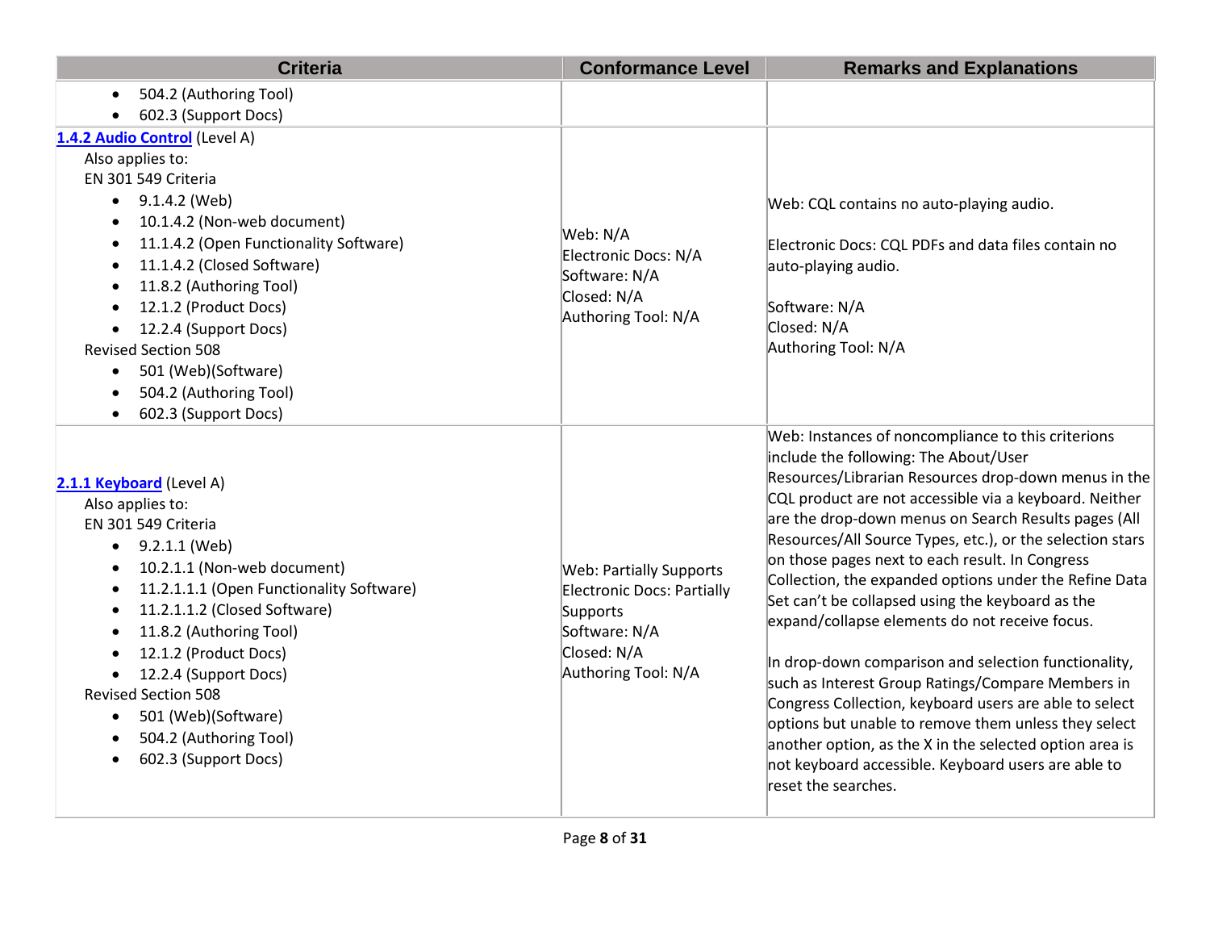| Criteria | Conformance Level | Remarks and Explanations |
|---|---|---|
| <ul><li>504.2 (Authoring Tool)</li><li>602.3 (Support Docs)</li></ul> | | |
| **1.4.2 Audio Control** (Level A)<br>Also applies to:<br>EN 301 549 Criteria<ul><li>9.1.4.2 (Web)</li><li>10.1.4.2 (Non-web document)</li><li>11.1.4.2 (Open Functionality Software)</li><li>11.1.4.2 (Closed Software)</li><li>11.8.2 (Authoring Tool)</li><li>12.1.2 (Product Docs)</li><li>12.2.4 (Support Docs)</li></ul>Revised Section 508<ul><li>501 (Web)(Software)</li><li>504.2 (Authoring Tool)</li><li>602.3 (Support Docs)</li></ul> | Web: N/A<br>Electronic Docs: N/A<br>Software: N/A<br>Closed: N/A<br>Authoring Tool: N/A | Web: CQL contains no auto-playing audio.<br><br>Electronic Docs: CQL PDFs and data files contain no auto-playing audio.<br><br>Software: N/A<br>Closed: N/A<br>Authoring Tool: N/A |
| **2.1.1 Keyboard** (Level A)<br>Also applies to:<br>EN 301 549 Criteria<ul><li>9.2.1.1 (Web)</li><li>10.2.1.1 (Non-web document)</li><li>11.2.1.1.1 (Open Functionality Software)</li><li>11.2.1.1.2 (Closed Software)</li><li>11.8.2 (Authoring Tool)</li><li>12.1.2 (Product Docs)</li><li>12.2.4 (Support Docs)</li></ul>Revised Section 508<ul><li>501 (Web)(Software)</li><li>504.2 (Authoring Tool)</li><li>602.3 (Support Docs)</li></ul> | Web: Partially Supports<br>Electronic Docs: Partially Supports<br>Software: N/A<br>Closed: N/A<br>Authoring Tool: N/A | Web: Instances of noncompliance to this criterions include the following: The About/User Resources/Librarian Resources drop-down menus in the CQL product are not accessible via a keyboard. Neither are the drop-down menus on Search Results pages (All Resources/All Source Types, etc.), or the selection stars on those pages next to each result. In Congress Collection, the expanded options under the Refine Data Set can't be collapsed using the keyboard as the expand/collapse elements do not receive focus.<br><br>In drop-down comparison and selection functionality, such as Interest Group Ratings/Compare Members in Congress Collection, keyboard users are able to select options but unable to remove them unless they select another option, as the X in the selected option area is not keyboard accessible. Keyboard users are able to reset the searches. |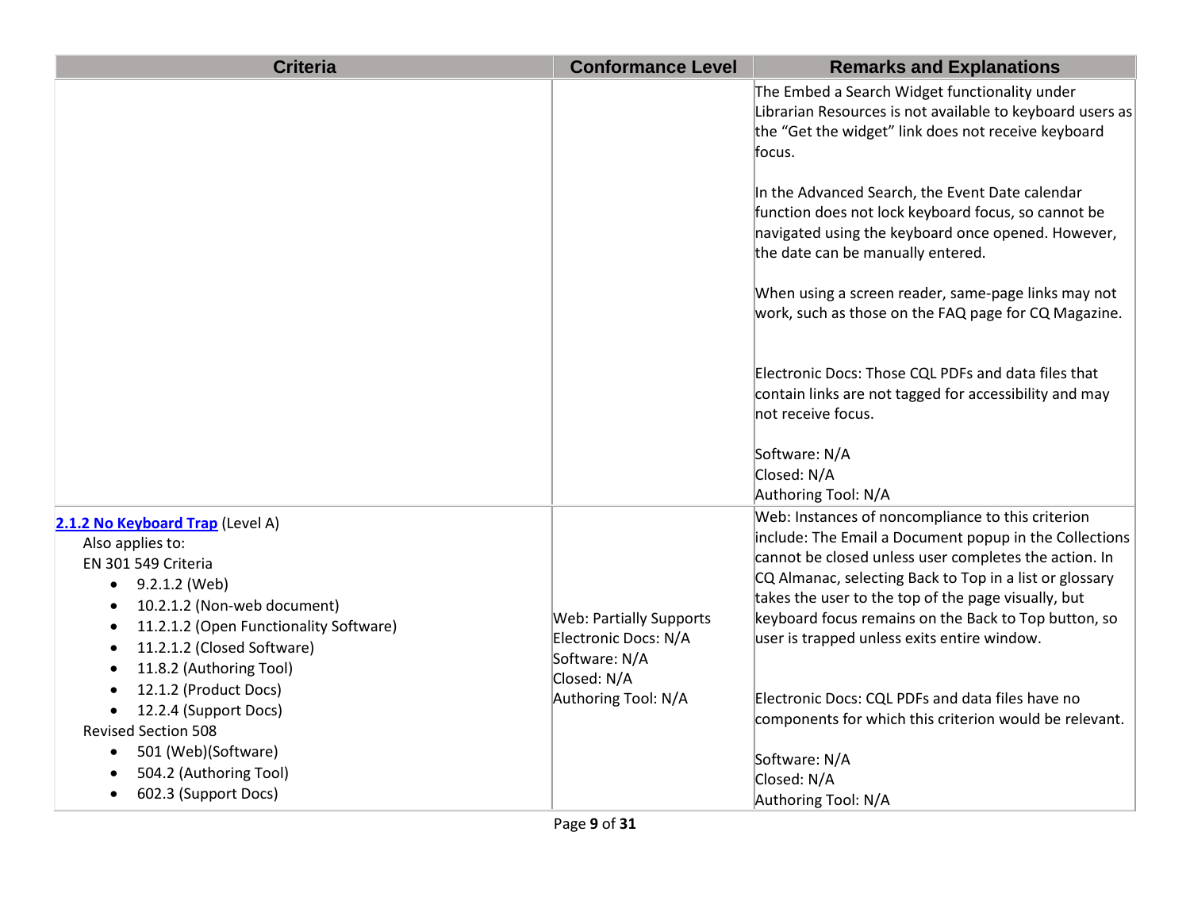| Criteria | Conformance Level | Remarks and Explanations |
|---|---|---|
| | | The Embed a Search Widget functionality under Librarian Resources is not available to keyboard users as the "Get the widget" link does not receive keyboard focus.<br><br>In the Advanced Search, the Event Date calendar function does not lock keyboard focus, so cannot be navigated using the keyboard once opened. However, the date can be manually entered.<br><br>When using a screen reader, same-page links may not work, such as those on the FAQ page for CQ Magazine.<br><br>Electronic Docs: Those CQL PDFs and data files that contain links are not tagged for accessibility and may not receive focus.<br><br>Software: N/A<br>Closed: N/A<br>Authoring Tool: N/A |
| **2.1.2 No Keyboard Trap** (Level A)<br>Also applies to:<br>EN 301 549 Criteria<br>• 9.2.1.2 (Web)<br>• 10.2.1.2 (Non-web document)<br>• 11.2.1.2 (Open Functionality Software)<br>• 11.2.1.2 (Closed Software)<br>• 11.8.2 (Authoring Tool)<br>• 12.1.2 (Product Docs)<br>• 12.2.4 (Support Docs)<br>Revised Section 508<br>• 501 (Web)(Software)<br>• 504.2 (Authoring Tool)<br>• 602.3 (Support Docs) | Web: Partially Supports<br>Electronic Docs: N/A<br>Software: N/A<br>Closed: N/A<br>Authoring Tool: N/A | Web: Instances of noncompliance to this criterion include: The Email a Document popup in the Collections cannot be closed unless user completes the action. In CQ Almanac, selecting Back to Top in a list or glossary takes the user to the top of the page visually, but keyboard focus remains on the Back to Top button, so user is trapped unless exits entire window.<br><br>Electronic Docs: CQL PDFs and data files have no components for which this criterion would be relevant.<br><br>Software: N/A<br>Closed: N/A<br>Authoring Tool: N/A |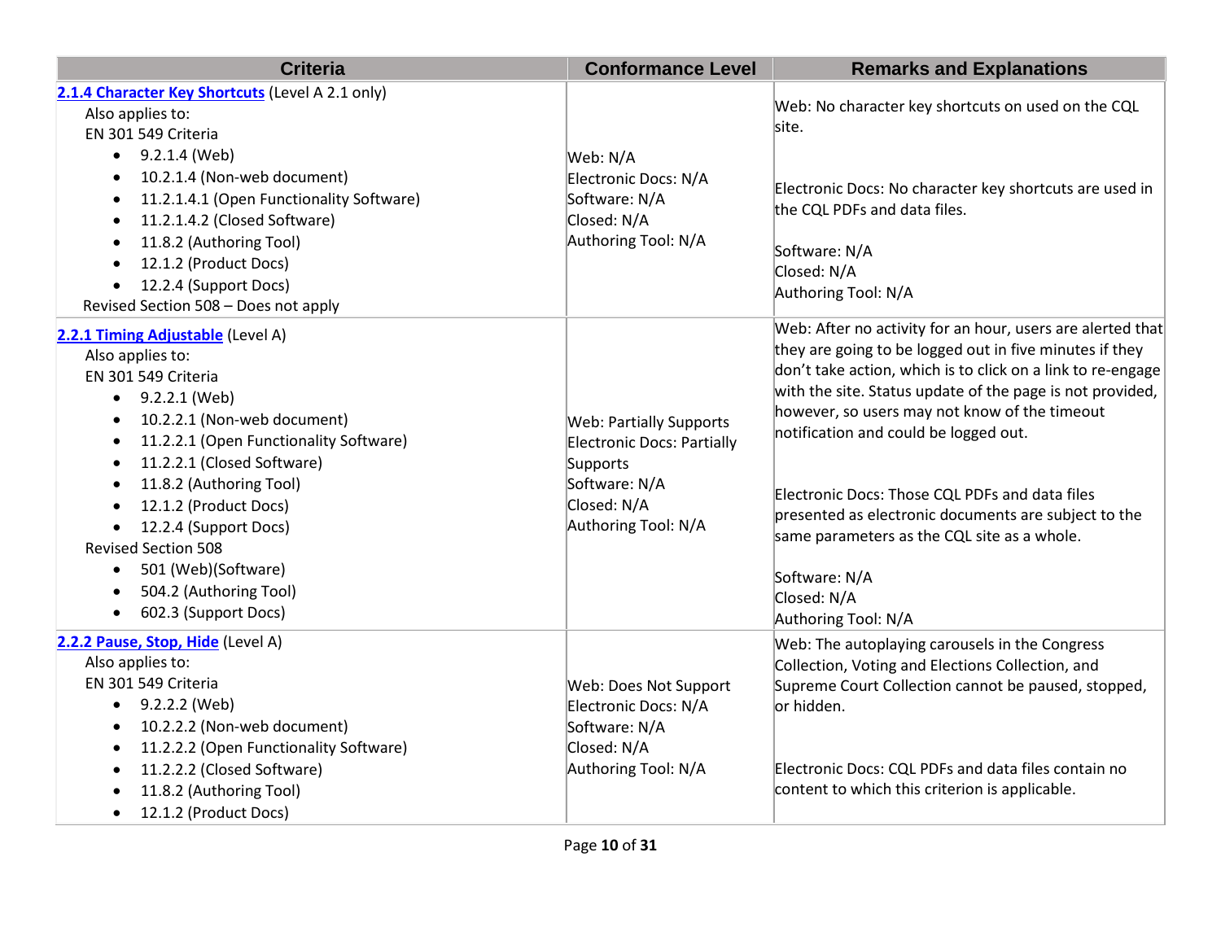| Criteria | Conformance Level | Remarks and Explanations |
| --- | --- | --- |
| **2.1.4 Character Key Shortcuts** (Level A 2.1 only)<br>Also applies to:<br>EN 301 549 Criteria<br>• 9.2.1.4 (Web)<br>• 10.2.1.4 (Non-web document)<br>• 11.2.1.4.1 (Open Functionality Software)<br>• 11.2.1.4.2 (Closed Software)<br>• 11.8.2 (Authoring Tool)<br>• 12.1.2 (Product Docs)<br>• 12.2.4 (Support Docs)<br>Revised Section 508 – Does not apply | Web: N/A<br>Electronic Docs: N/A<br>Software: N/A<br>Closed: N/A<br>Authoring Tool: N/A | Web: No character key shortcuts on used on the CQL site.<br><br>Electronic Docs: No character key shortcuts are used in the CQL PDFs and data files.<br><br>Software: N/A<br>Closed: N/A<br>Authoring Tool: N/A |
| **2.2.1 Timing Adjustable** (Level A)<br>Also applies to:<br>EN 301 549 Criteria<br>• 9.2.2.1 (Web)<br>• 10.2.2.1 (Non-web document)<br>• 11.2.2.1 (Open Functionality Software)<br>• 11.2.2.1 (Closed Software)<br>• 11.8.2 (Authoring Tool)<br>• 12.1.2 (Product Docs)<br>• 12.2.4 (Support Docs)<br>Revised Section 508<br>• 501 (Web)(Software)<br>• 504.2 (Authoring Tool)<br>• 602.3 (Support Docs) | Web: Partially Supports<br>Electronic Docs: Partially Supports<br>Software: N/A<br>Closed: N/A<br>Authoring Tool: N/A | Web: After no activity for an hour, users are alerted that they are going to be logged out in five minutes if they don't take action, which is to click on a link to re-engage with the site. Status update of the page is not provided, however, so users may not know of the timeout notification and could be logged out.<br><br>Electronic Docs: Those CQL PDFs and data files presented as electronic documents are subject to the same parameters as the CQL site as a whole.<br><br>Software: N/A<br>Closed: N/A<br>Authoring Tool: N/A |
| **2.2.2 Pause, Stop, Hide** (Level A)<br>Also applies to:<br>EN 301 549 Criteria<br>• 9.2.2.2 (Web)<br>• 10.2.2.2 (Non-web document)<br>• 11.2.2.2 (Open Functionality Software)<br>• 11.2.2.2 (Closed Software)<br>• 11.8.2 (Authoring Tool)<br>• 12.1.2 (Product Docs) | Web: Does Not Support<br>Electronic Docs: N/A<br>Software: N/A<br>Closed: N/A<br>Authoring Tool: N/A | Web: The autoplaying carousels in the Congress Collection, Voting and Elections Collection, and Supreme Court Collection cannot be paused, stopped, or hidden.<br><br>Electronic Docs: CQL PDFs and data files contain no content to which this criterion is applicable. |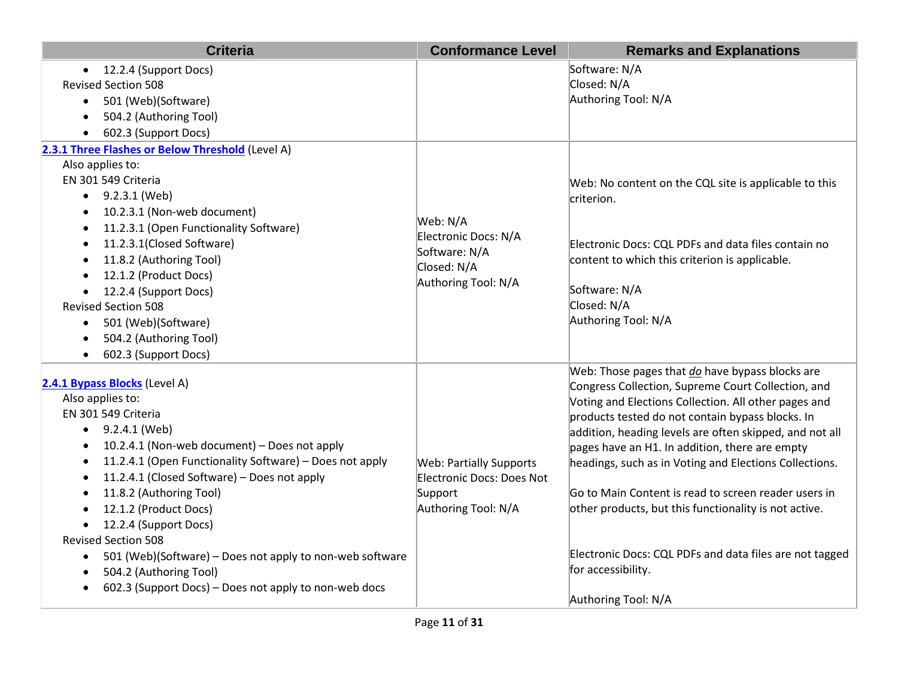| Criteria | Conformance Level | Remarks and Explanations |
|---|---|---|
| • 12.2.4 (Support Docs)<br>Revised Section 508<br>• 501 (Web)(Software)<br>• 504.2 (Authoring Tool)<br>• 602.3 (Support Docs) | | Software: N/A<br>Closed: N/A<br>Authoring Tool: N/A |
| **2.3.1 Three Flashes or Below Threshold** (Level A)<br>Also applies to:<br>EN 301 549 Criteria<br>• 9.2.3.1 (Web)<br>• 10.2.3.1 (Non-web document)<br>• 11.2.3.1 (Open Functionality Software)<br>• 11.2.3.1(Closed Software)<br>• 11.8.2 (Authoring Tool)<br>• 12.1.2 (Product Docs)<br>• 12.2.4 (Support Docs)<br>Revised Section 508<br>• 501 (Web)(Software)<br>• 504.2 (Authoring Tool)<br>• 602.3 (Support Docs) | Web: N/A<br>Electronic Docs: N/A<br>Software: N/A<br>Closed: N/A<br>Authoring Tool: N/A | Web: No content on the CQL site is applicable to this criterion.<br><br>Electronic Docs: CQL PDFs and data files contain no content to which this criterion is applicable.<br><br>Software: N/A<br>Closed: N/A<br>Authoring Tool: N/A |
| **2.4.1 Bypass Blocks** (Level A)<br>Also applies to:<br>EN 301 549 Criteria<br>• 9.2.4.1 (Web)<br>• 10.2.4.1 (Non-web document) – Does not apply<br>• 11.2.4.1 (Open Functionality Software) – Does not apply<br>• 11.2.4.1 (Closed Software) – Does not apply<br>• 11.8.2 (Authoring Tool)<br>• 12.1.2 (Product Docs)<br>• 12.2.4 (Support Docs)<br>Revised Section 508<br>• 501 (Web)(Software) – Does not apply to non-web software<br>• 504.2 (Authoring Tool)<br>• 602.3 (Support Docs) – Does not apply to non-web docs | Web: Partially Supports<br>Electronic Docs: Does Not Support<br>Authoring Tool: N/A | Web: Those pages that ***do*** have bypass blocks are Congress Collection, Supreme Court Collection, and Voting and Elections Collection. All other pages and products tested do not contain bypass blocks. In addition, heading levels are often skipped, and not all pages have an H1. In addition, there are empty headings, such as in Voting and Elections Collections.<br><br>Go to Main Content is read to screen reader users in other products, but this functionality is not active.<br><br>Electronic Docs: CQL PDFs and data files are not tagged for accessibility.<br><br>Authoring Tool: N/A |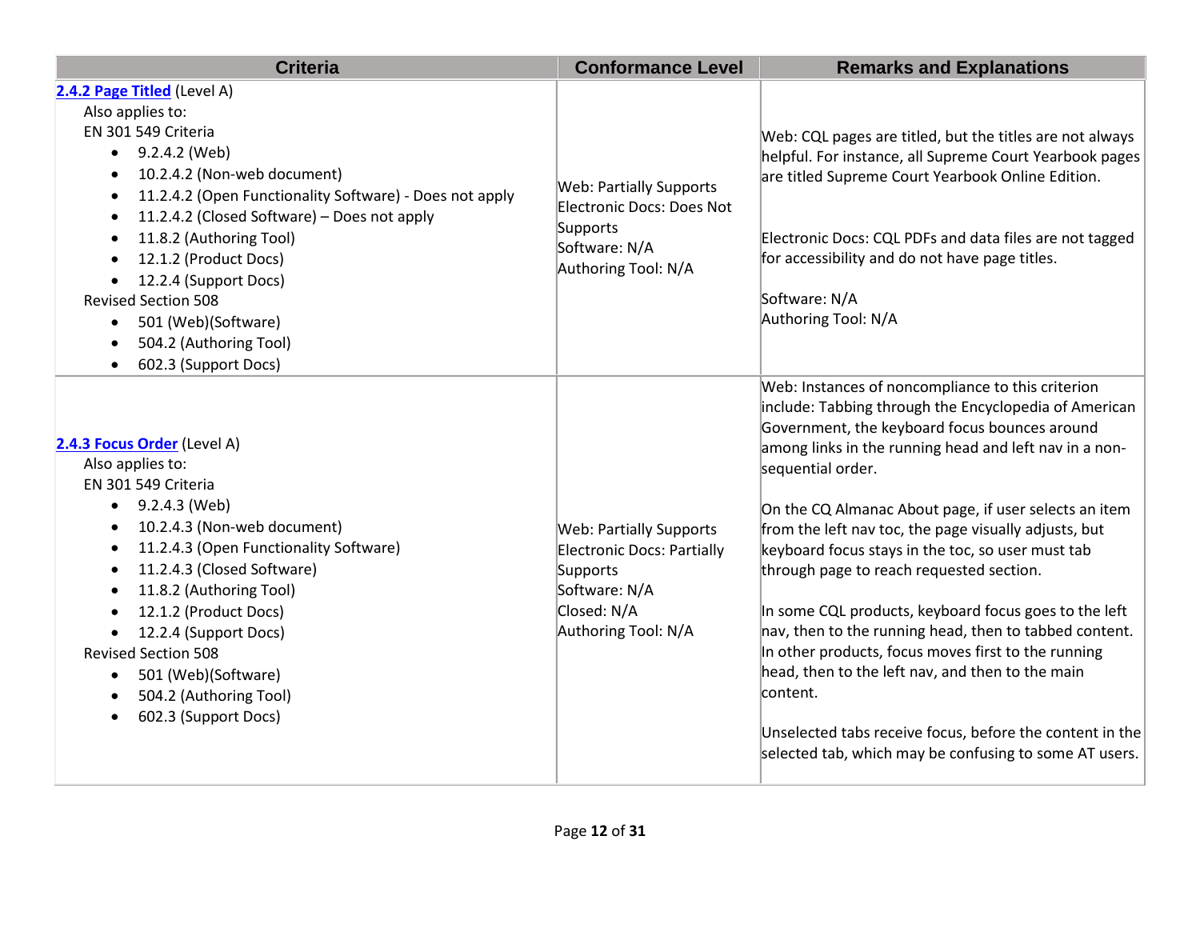| Criteria | Conformance Level | Remarks and Explanations |
|---|---|---|
| **2.4.2 Page Titled** (Level A)<br>Also applies to:<br>EN 301 549 Criteria<br>• 9.2.4.2 (Web)<br>• 10.2.4.2 (Non-web document)<br>• 11.2.4.2 (Open Functionality Software) - Does not apply<br>• 11.2.4.2 (Closed Software) – Does not apply<br>• 11.8.2 (Authoring Tool)<br>• 12.1.2 (Product Docs)<br>• 12.2.4 (Support Docs)<br>Revised Section 508<br>• 501 (Web)(Software)<br>• 504.2 (Authoring Tool)<br>• 602.3 (Support Docs) | Web: Partially Supports<br>Electronic Docs: Does Not Supports<br>Software: N/A<br>Authoring Tool: N/A | Web: CQL pages are titled, but the titles are not always helpful. For instance, all Supreme Court Yearbook pages are titled Supreme Court Yearbook Online Edition.<br><br>Electronic Docs: CQL PDFs and data files are not tagged for accessibility and do not have page titles.<br><br>Software: N/A<br>Authoring Tool: N/A |
| **2.4.3 Focus Order** (Level A)<br>Also applies to:<br>EN 301 549 Criteria<br>• 9.2.4.3 (Web)<br>• 10.2.4.3 (Non-web document)<br>• 11.2.4.3 (Open Functionality Software)<br>• 11.2.4.3 (Closed Software)<br>• 11.8.2 (Authoring Tool)<br>• 12.1.2 (Product Docs)<br>• 12.2.4 (Support Docs)<br>Revised Section 508<br>• 501 (Web)(Software)<br>• 504.2 (Authoring Tool)<br>• 602.3 (Support Docs) | Web: Partially Supports<br>Electronic Docs: Partially Supports<br>Software: N/A<br>Closed: N/A<br>Authoring Tool: N/A | Web: Instances of noncompliance to this criterion include: Tabbing through the Encyclopedia of American Government, the keyboard focus bounces around among links in the running head and left nav in a non-sequential order.<br><br>On the CQ Almanac About page, if user selects an item from the left nav toc, the page visually adjusts, but keyboard focus stays in the toc, so user must tab through page to reach requested section.<br><br>In some CQL products, keyboard focus goes to the left nav, then to the running head, then to tabbed content. In other products, focus moves first to the running head, then to the left nav, and then to the main content.<br><br>Unselected tabs receive focus, before the content in the selected tab, which may be confusing to some AT users. |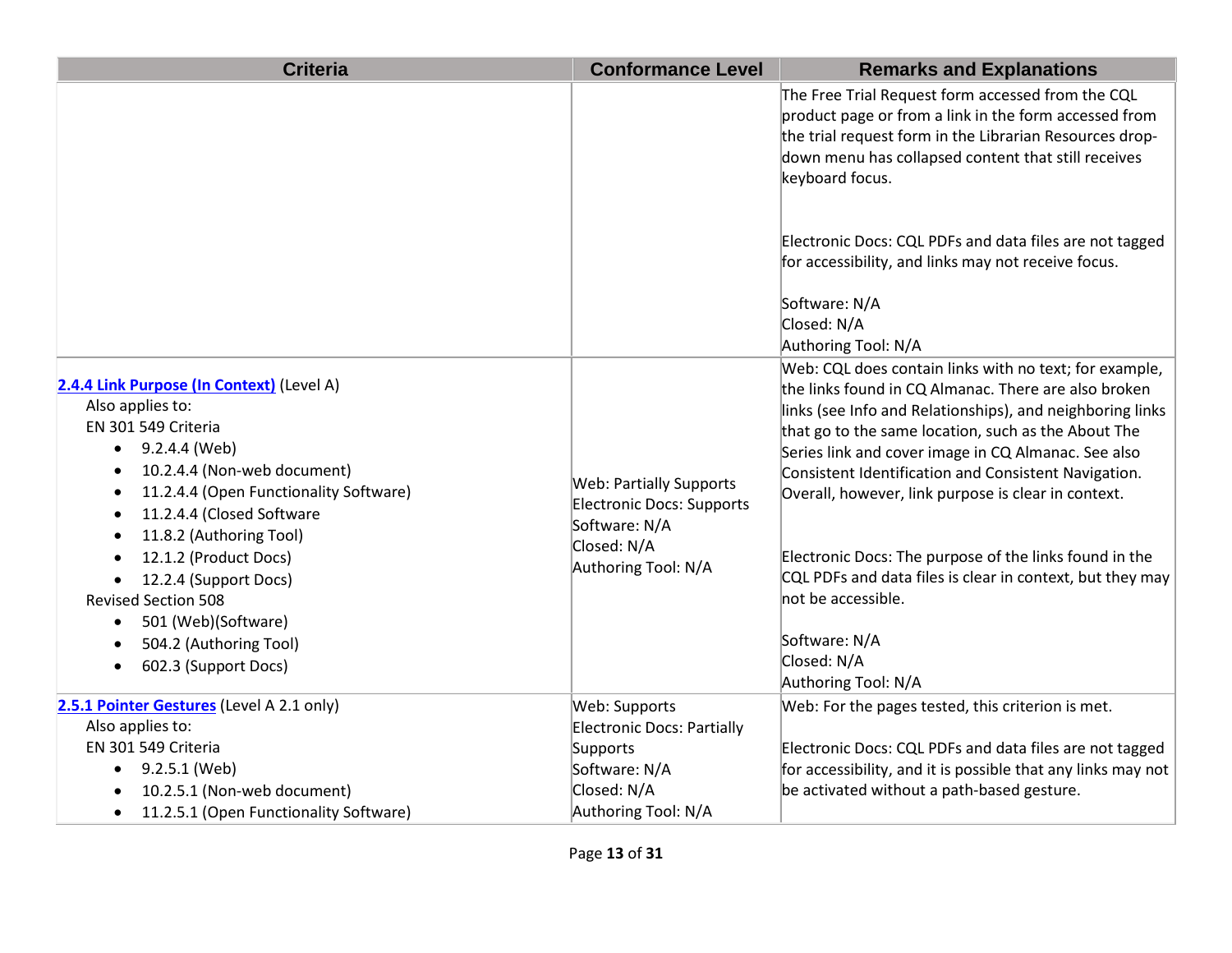| Criteria | Conformance Level | Remarks and Explanations |
| --- | --- | --- |
| | | The Free Trial Request form accessed from the CQL product page or from a link in the form accessed from the trial request form in the Librarian Resources drop-down menu has collapsed content that still receives keyboard focus.<br><br>Electronic Docs: CQL PDFs and data files are not tagged for accessibility, and links may not receive focus.<br><br>Software: N/A<br>Closed: N/A<br>Authoring Tool: N/A |
| **2.4.4 Link Purpose (In Context)** (Level A)<br>Also applies to:<br>EN 301 549 Criteria<br>• 9.2.4.4 (Web)<br>• 10.2.4.4 (Non-web document)<br>• 11.2.4.4 (Open Functionality Software)<br>• 11.2.4.4 (Closed Software<br>• 11.8.2 (Authoring Tool)<br>• 12.1.2 (Product Docs)<br>• 12.2.4 (Support Docs)<br>Revised Section 508<br>• 501 (Web)(Software)<br>• 504.2 (Authoring Tool)<br>• 602.3 (Support Docs) | Web: Partially Supports<br>Electronic Docs: Supports<br>Software: N/A<br>Closed: N/A<br>Authoring Tool: N/A | Web: CQL does contain links with no text; for example, the links found in CQ Almanac. There are also broken links (see Info and Relationships), and neighboring links that go to the same location, such as the About The Series link and cover image in CQ Almanac. See also Consistent Identification and Consistent Navigation. Overall, however, link purpose is clear in context.<br><br>Electronic Docs: The purpose of the links found in the CQL PDFs and data files is clear in context, but they may not be accessible.<br><br>Software: N/A<br>Closed: N/A<br>Authoring Tool: N/A |
| **2.5.1 Pointer Gestures** (Level A 2.1 only)<br>Also applies to:<br>EN 301 549 Criteria<br>• 9.2.5.1 (Web)<br>• 10.2.5.1 (Non-web document)<br>• 11.2.5.1 (Open Functionality Software) | Web: Supports<br>Electronic Docs: Partially Supports<br>Software: N/A<br>Closed: N/A<br>Authoring Tool: N/A | Web: For the pages tested, this criterion is met.<br><br>Electronic Docs: CQL PDFs and data files are not tagged for accessibility, and it is possible that any links may not be activated without a path-based gesture. |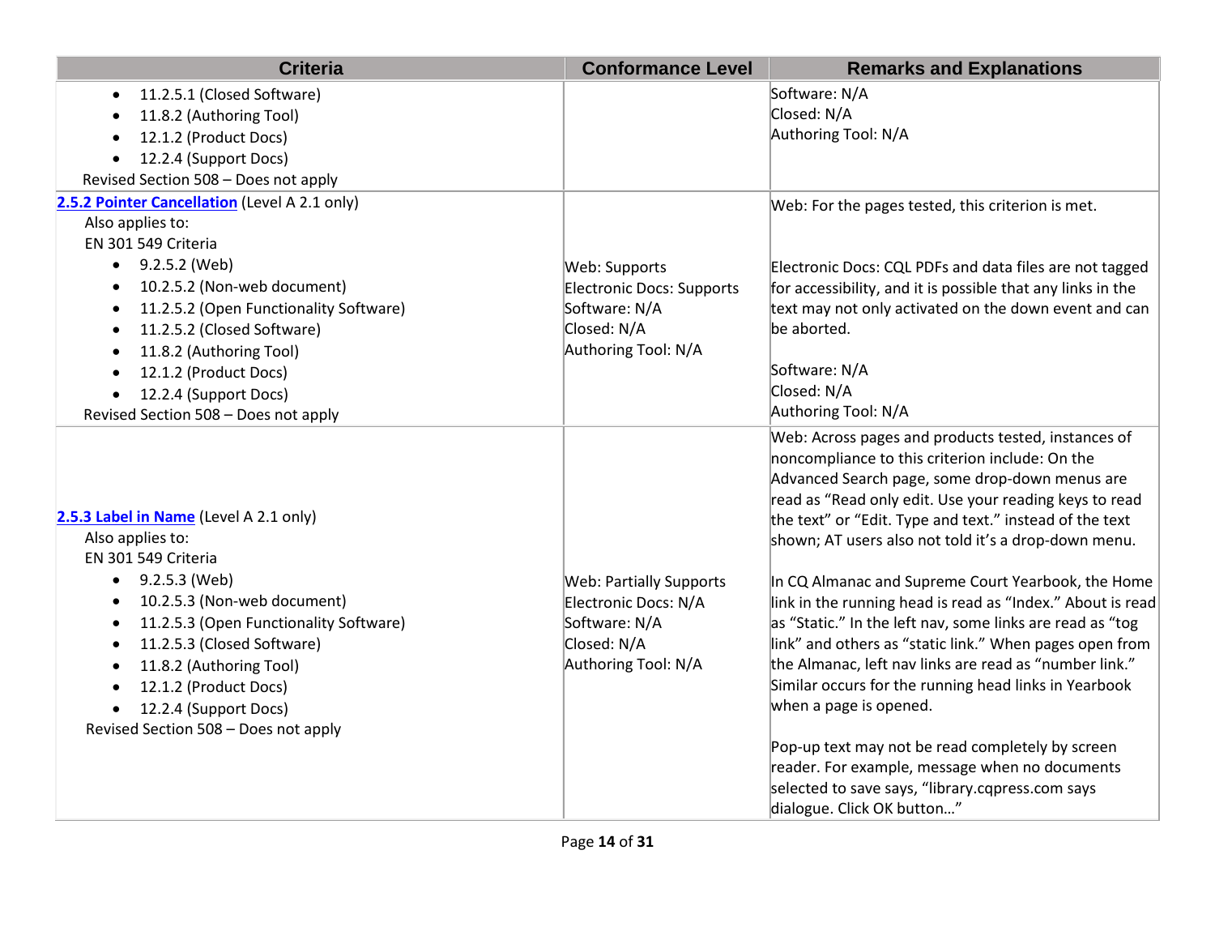| Criteria | Conformance Level | Remarks and Explanations |
| --- | --- | --- |
| <ul><li>11.2.5.1 (Closed Software)</li><li>11.8.2 (Authoring Tool)</li><li>12.1.2 (Product Docs)</li><li>12.2.4 (Support Docs)</li></ul>Revised Section 508 – Does not apply | | Software: N/A<br>Closed: N/A<br>Authoring Tool: N/A |
| [**2.5.2 Pointer Cancellation**]() (Level A 2.1 only)<br>Also applies to:<br>EN 301 549 Criteria<ul><li>9.2.5.2 (Web)</li><li>10.2.5.2 (Non-web document)</li><li>11.2.5.2 (Open Functionality Software)</li><li>11.2.5.2 (Closed Software)</li><li>11.8.2 (Authoring Tool)</li><li>12.1.2 (Product Docs)</li><li>12.2.4 (Support Docs)</li></ul>Revised Section 508 – Does not apply | Web: Supports<br>Electronic Docs: Supports<br>Software: N/A<br>Closed: N/A<br>Authoring Tool: N/A | Web: For the pages tested, this criterion is met.<br><br>Electronic Docs: CQL PDFs and data files are not tagged for accessibility, and it is possible that any links in the text may not only activated on the down event and can be aborted.<br><br>Software: N/A<br>Closed: N/A<br>Authoring Tool: N/A |
| [**2.5.3 Label in Name**]() (Level A 2.1 only)<br>Also applies to:<br>EN 301 549 Criteria<ul><li>9.2.5.3 (Web)</li><li>10.2.5.3 (Non-web document)</li><li>11.2.5.3 (Open Functionality Software)</li><li>11.2.5.3 (Closed Software)</li><li>11.8.2 (Authoring Tool)</li><li>12.1.2 (Product Docs)</li><li>12.2.4 (Support Docs)</li></ul>Revised Section 508 – Does not apply | Web: Partially Supports<br>Electronic Docs: N/A<br>Software: N/A<br>Closed: N/A<br>Authoring Tool: N/A | Web: Across pages and products tested, instances of noncompliance to this criterion include: On the Advanced Search page, some drop-down menus are read as "Read only edit. Use your reading keys to read the text" or "Edit. Type and text." instead of the text shown; AT users also not told it's a drop-down menu.<br><br>In CQ Almanac and Supreme Court Yearbook, the Home link in the running head is read as "Index." About is read as "Static." In the left nav, some links are read as "tog link" and others as "static link." When pages open from the Almanac, left nav links are read as "number link." Similar occurs for the running head links in Yearbook when a page is opened.<br><br>Pop-up text may not be read completely by screen reader. For example, message when no documents selected to save says, "library.cqpress.com says dialogue. Click OK button…" |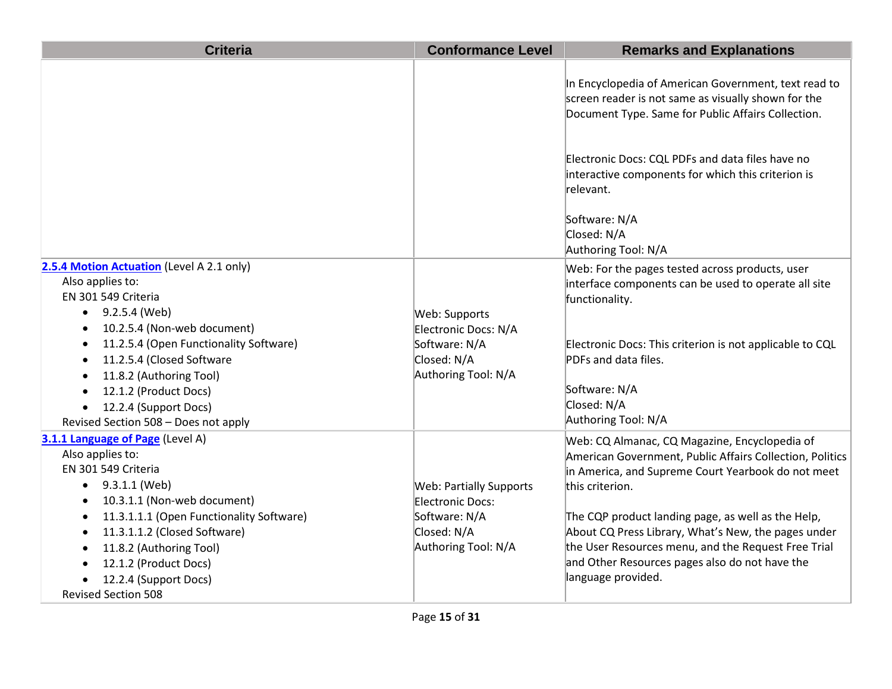| Criteria | Conformance Level | Remarks and Explanations |
|---|---|---|
| | | In Encyclopedia of American Government, text read to screen reader is not same as visually shown for the Document Type. Same for Public Affairs Collection.<br><br>Electronic Docs: CQL PDFs and data files have no interactive components for which this criterion is relevant.<br><br>Software: N/A<br>Closed: N/A<br>Authoring Tool: N/A |
| **2.5.4 Motion Actuation** (Level A 2.1 only)<br>Also applies to:<br>EN 301 549 Criteria<br>• 9.2.5.4 (Web)<br>• 10.2.5.4 (Non-web document)<br>• 11.2.5.4 (Open Functionality Software)<br>• 11.2.5.4 (Closed Software<br>• 11.8.2 (Authoring Tool)<br>• 12.1.2 (Product Docs)<br>• 12.2.4 (Support Docs)<br>Revised Section 508 – Does not apply | Web: Supports<br>Electronic Docs: N/A<br>Software: N/A<br>Closed: N/A<br>Authoring Tool: N/A | Web: For the pages tested across products, user interface components can be used to operate all site functionality.<br><br>Electronic Docs: This criterion is not applicable to CQL PDFs and data files.<br><br>Software: N/A<br>Closed: N/A<br>Authoring Tool: N/A |
| **3.1.1 Language of Page** (Level A)<br>Also applies to:<br>EN 301 549 Criteria<br>• 9.3.1.1 (Web)<br>• 10.3.1.1 (Non-web document)<br>• 11.3.1.1.1 (Open Functionality Software)<br>• 11.3.1.1.2 (Closed Software)<br>• 11.8.2 (Authoring Tool)<br>• 12.1.2 (Product Docs)<br>• 12.2.4 (Support Docs)<br>Revised Section 508 | Web: Partially Supports<br>Electronic Docs:<br>Software: N/A<br>Closed: N/A<br>Authoring Tool: N/A | Web: CQ Almanac, CQ Magazine, Encyclopedia of American Government, Public Affairs Collection, Politics in America, and Supreme Court Yearbook do not meet this criterion.<br><br>The CQP product landing page, as well as the Help, About CQ Press Library, What's New, the pages under the User Resources menu, and the Request Free Trial and Other Resources pages also do not have the language provided. |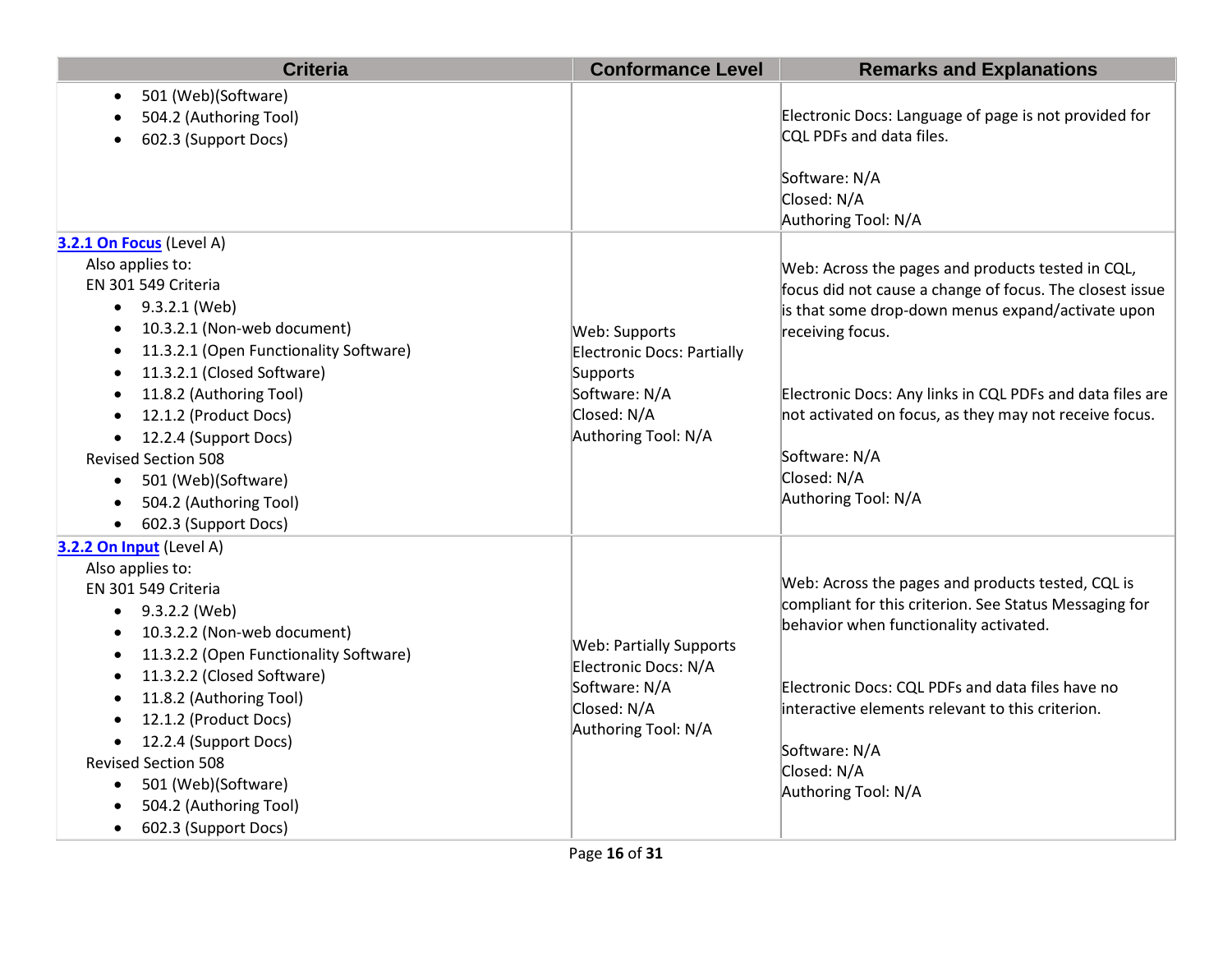| Criteria | Conformance Level | Remarks and Explanations |
|---|---|---|
| <ul><li>501 (Web)(Software)</li><li>504.2 (Authoring Tool)</li><li>602.3 (Support Docs)</li></ul> | | Electronic Docs: Language of page is not provided for CQL PDFs and data files.<br><br>Software: N/A<br>Closed: N/A<br>Authoring Tool: N/A |
| **3.2.1 On Focus** (Level A)<br>Also applies to:<br>EN 301 549 Criteria<ul><li>9.3.2.1 (Web)</li><li>10.3.2.1 (Non-web document)</li><li>11.3.2.1 (Open Functionality Software)</li><li>11.3.2.1 (Closed Software)</li><li>11.8.2 (Authoring Tool)</li><li>12.1.2 (Product Docs)</li><li>12.2.4 (Support Docs)</li></ul>Revised Section 508<ul><li>501 (Web)(Software)</li><li>504.2 (Authoring Tool)</li><li>602.3 (Support Docs)</li></ul> | Web: Supports<br>Electronic Docs: Partially Supports<br>Software: N/A<br>Closed: N/A<br>Authoring Tool: N/A | Web: Across the pages and products tested in CQL, focus did not cause a change of focus. The closest issue is that some drop-down menus expand/activate upon receiving focus.<br><br>Electronic Docs: Any links in CQL PDFs and data files are not activated on focus, as they may not receive focus.<br><br>Software: N/A<br>Closed: N/A<br>Authoring Tool: N/A |
| **3.2.2 On Input** (Level A)<br>Also applies to:<br>EN 301 549 Criteria<ul><li>9.3.2.2 (Web)</li><li>10.3.2.2 (Non-web document)</li><li>11.3.2.2 (Open Functionality Software)</li><li>11.3.2.2 (Closed Software)</li><li>11.8.2 (Authoring Tool)</li><li>12.1.2 (Product Docs)</li><li>12.2.4 (Support Docs)</li></ul>Revised Section 508<ul><li>501 (Web)(Software)</li><li>504.2 (Authoring Tool)</li><li>602.3 (Support Docs)</li></ul> | Web: Partially Supports<br>Electronic Docs: N/A<br>Software: N/A<br>Closed: N/A<br>Authoring Tool: N/A | Web: Across the pages and products tested, CQL is compliant for this criterion. See Status Messaging for behavior when functionality activated.<br><br>Electronic Docs: CQL PDFs and data files have no interactive elements relevant to this criterion.<br><br>Software: N/A<br>Closed: N/A<br>Authoring Tool: N/A |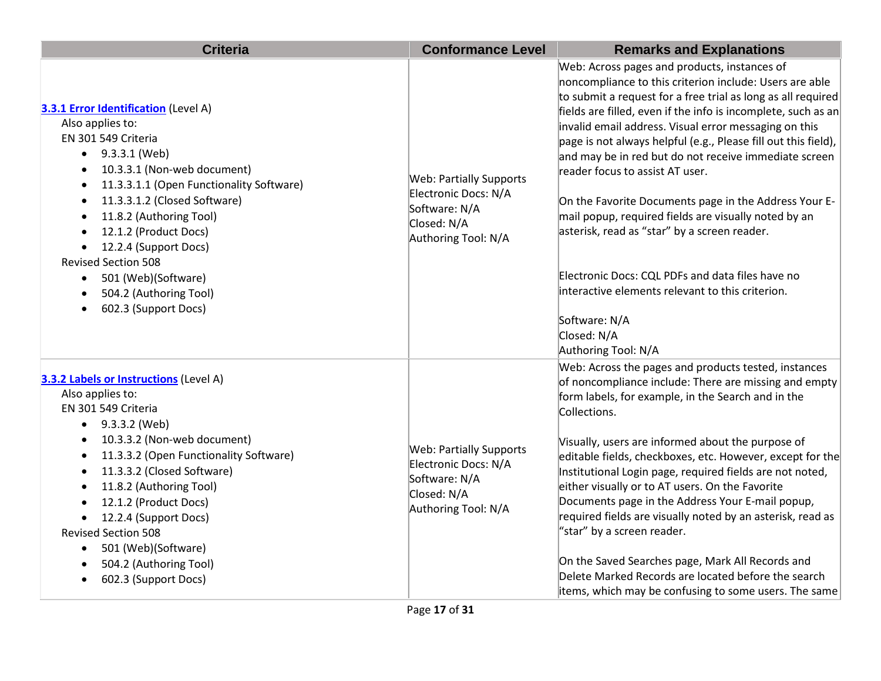| Criteria | Conformance Level | Remarks and Explanations |
| --- | --- | --- |
| **3.3.1 Error Identification** (Level A)<br>Also applies to:<br>EN 301 549 Criteria<br>• 9.3.3.1 (Web)<br>• 10.3.3.1 (Non-web document)<br>• 11.3.3.1.1 (Open Functionality Software)<br>• 11.3.3.1.2 (Closed Software)<br>• 11.8.2 (Authoring Tool)<br>• 12.1.2 (Product Docs)<br>• 12.2.4 (Support Docs)<br>Revised Section 508<br>• 501 (Web)(Software)<br>• 504.2 (Authoring Tool)<br>• 602.3 (Support Docs) | Web: Partially Supports<br>Electronic Docs: N/A<br>Software: N/A<br>Closed: N/A<br>Authoring Tool: N/A | Web: Across pages and products, instances of noncompliance to this criterion include: Users are able to submit a request for a free trial as long as all required fields are filled, even if the info is incomplete, such as an invalid email address. Visual error messaging on this page is not always helpful (e.g., Please fill out this field), and may be in red but do not receive immediate screen reader focus to assist AT user.<br><br>On the Favorite Documents page in the Address Your E-mail popup, required fields are visually noted by an asterisk, read as “star” by a screen reader.<br><br>Electronic Docs: CQL PDFs and data files have no interactive elements relevant to this criterion.<br><br>Software: N/A<br>Closed: N/A<br>Authoring Tool: N/A |
| **3.3.2 Labels or Instructions** (Level A)<br>Also applies to:<br>EN 301 549 Criteria<br>• 9.3.3.2 (Web)<br>• 10.3.3.2 (Non-web document)<br>• 11.3.3.2 (Open Functionality Software)<br>• 11.3.3.2 (Closed Software)<br>• 11.8.2 (Authoring Tool)<br>• 12.1.2 (Product Docs)<br>• 12.2.4 (Support Docs)<br>Revised Section 508<br>• 501 (Web)(Software)<br>• 504.2 (Authoring Tool)<br>• 602.3 (Support Docs) | Web: Partially Supports<br>Electronic Docs: N/A<br>Software: N/A<br>Closed: N/A<br>Authoring Tool: N/A | Web: Across the pages and products tested, instances of noncompliance include: There are missing and empty form labels, for example, in the Search and in the Collections.<br><br>Visually, users are informed about the purpose of editable fields, checkboxes, etc. However, except for the Institutional Login page, required fields are not noted, either visually or to AT users. On the Favorite Documents page in the Address Your E-mail popup, required fields are visually noted by an asterisk, read as “star” by a screen reader.<br><br>On the Saved Searches page, Mark All Records and Delete Marked Records are located before the search items, which may be confusing to some users. The same |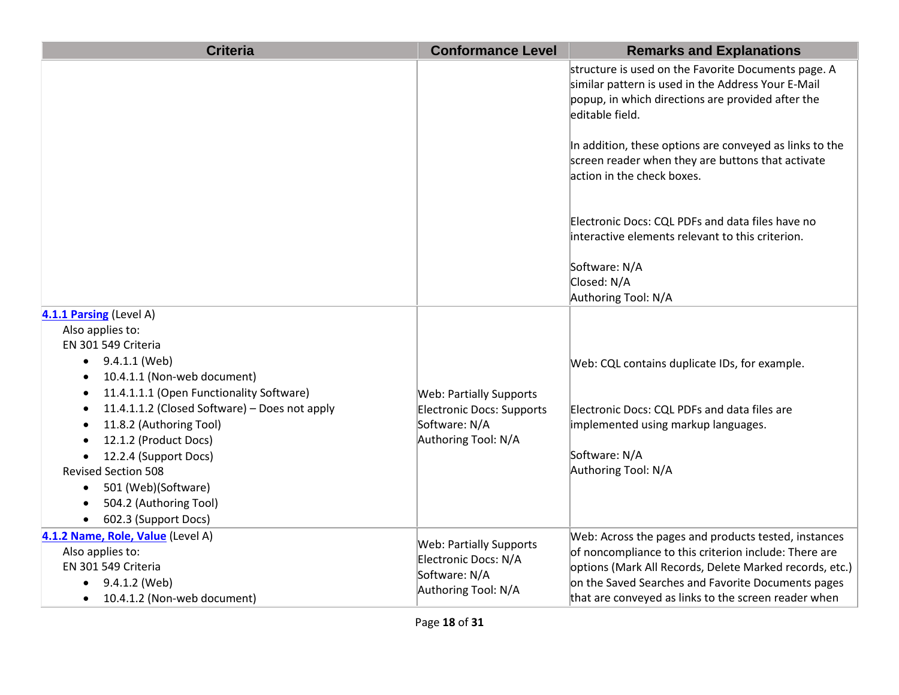| Criteria | Conformance Level | Remarks and Explanations |
|---|---|---|
| | | structure is used on the Favorite Documents page. A similar pattern is used in the Address Your E-Mail popup, in which directions are provided after the editable field.<br><br>In addition, these options are conveyed as links to the screen reader when they are buttons that activate action in the check boxes.<br><br>Electronic Docs: CQL PDFs and data files have no interactive elements relevant to this criterion.<br><br>Software: N/A<br>Closed: N/A<br>Authoring Tool: N/A |
| **[4.1.1 Parsing]** (Level A)<br>Also applies to:<br>EN 301 549 Criteria<br>• 9.4.1.1 (Web)<br>• 10.4.1.1 (Non-web document)<br>• 11.4.1.1.1 (Open Functionality Software)<br>• 11.4.1.1.2 (Closed Software) – Does not apply<br>• 11.8.2 (Authoring Tool)<br>• 12.1.2 (Product Docs)<br>• 12.2.4 (Support Docs)<br>Revised Section 508<br>• 501 (Web)(Software)<br>• 504.2 (Authoring Tool)<br>• 602.3 (Support Docs) | Web: Partially Supports<br>Electronic Docs: Supports<br>Software: N/A<br>Authoring Tool: N/A | Web: CQL contains duplicate IDs, for example.<br><br>Electronic Docs: CQL PDFs and data files are implemented using markup languages.<br><br>Software: N/A<br>Authoring Tool: N/A |
| **[4.1.2 Name, Role, Value]** (Level A)<br>Also applies to:<br>EN 301 549 Criteria<br>• 9.4.1.2 (Web)<br>• 10.4.1.2 (Non-web document) | Web: Partially Supports<br>Electronic Docs: N/A<br>Software: N/A<br>Authoring Tool: N/A | Web: Across the pages and products tested, instances of noncompliance to this criterion include: There are options (Mark All Records, Delete Marked records, etc.) on the Saved Searches and Favorite Documents pages that are conveyed as links to the screen reader when |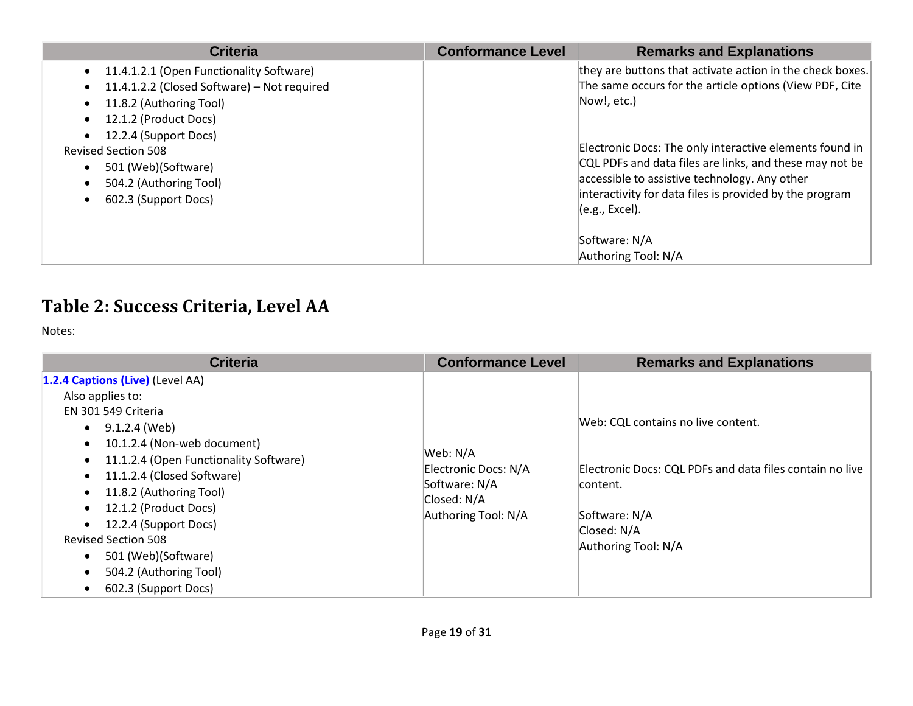| Criteria | Conformance Level | Remarks and Explanations |
| --- | --- | --- |
| <ul><li>11.4.1.2.1 (Open Functionality Software)</li><li>11.4.1.2.2 (Closed Software) – Not required</li><li>11.8.2 (Authoring Tool)</li><li>12.1.2 (Product Docs)</li><li>12.2.4 (Support Docs)</li></ul>Revised Section 508<ul><li>501 (Web)(Software)</li><li>504.2 (Authoring Tool)</li><li>602.3 (Support Docs)</li></ul> | | they are buttons that activate action in the check boxes. The same occurs for the article options (View PDF, Cite Now!, etc.)<br><br>Electronic Docs: The only interactive elements found in CQL PDFs and data files are links, and these may not be accessible to assistive technology. Any other interactivity for data files is provided by the program (e.g., Excel).<br><br>Software: N/A<br>Authoring Tool: N/A |

## Table 2: Success Criteria, Level AA

Notes:

| Criteria | Conformance Level | Remarks and Explanations |
| --- | --- | --- |
| **1.2.4 Captions (Live)** (Level AA)<br>Also applies to:<br>EN 301 549 Criteria<ul><li>9.1.2.4 (Web)</li><li>10.1.2.4 (Non-web document)</li><li>11.1.2.4 (Open Functionality Software)</li><li>11.1.2.4 (Closed Software)</li><li>11.8.2 (Authoring Tool)</li><li>12.1.2 (Product Docs)</li><li>12.2.4 (Support Docs)</li></ul>Revised Section 508<ul><li>501 (Web)(Software)</li><li>504.2 (Authoring Tool)</li><li>602.3 (Support Docs)</li></ul> | Web: N/A<br>Electronic Docs: N/A<br>Software: N/A<br>Closed: N/A<br>Authoring Tool: N/A | Web: CQL contains no live content.<br><br>Electronic Docs: CQL PDFs and data files contain no live content.<br><br>Software: N/A<br>Closed: N/A<br>Authoring Tool: N/A |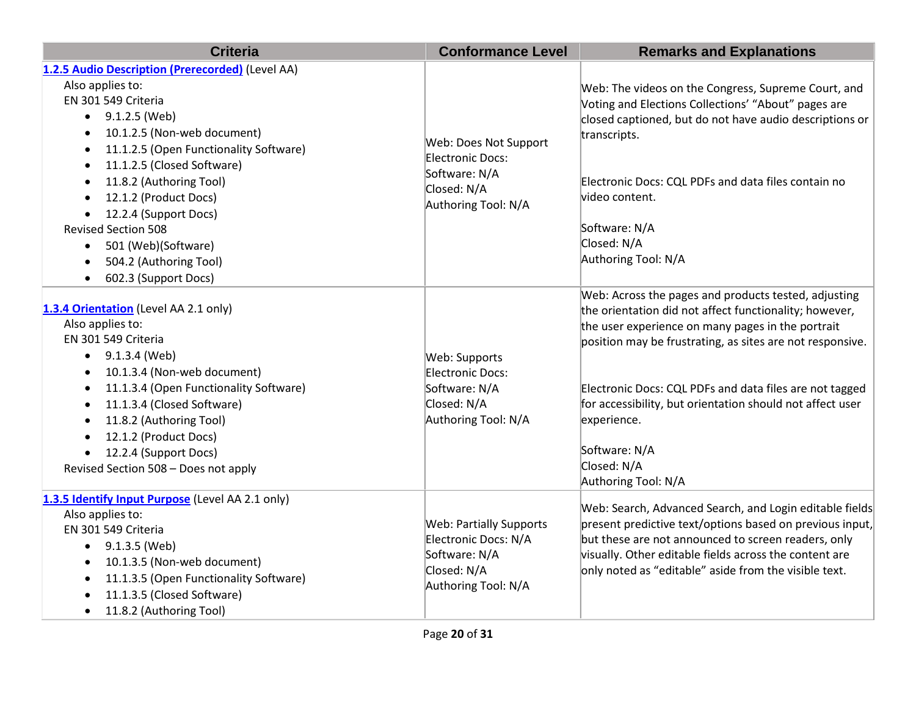| Criteria | Conformance Level | Remarks and Explanations |
| --- | --- | --- |
| [1.2.5 Audio Description (Prerecorded)](#) (Level AA)<br>Also applies to:<br>EN 301 549 Criteria<br>• 9.1.2.5 (Web)<br>• 10.1.2.5 (Non-web document)<br>• 11.1.2.5 (Open Functionality Software)<br>• 11.1.2.5 (Closed Software)<br>• 11.8.2 (Authoring Tool)<br>• 12.1.2 (Product Docs)<br>• 12.2.4 (Support Docs)<br>Revised Section 508<br>• 501 (Web)(Software)<br>• 504.2 (Authoring Tool)<br>• 602.3 (Support Docs) | Web: Does Not Support<br>Electronic Docs:<br>Software: N/A<br>Closed: N/A<br>Authoring Tool: N/A | Web: The videos on the Congress, Supreme Court, and Voting and Elections Collections' "About" pages are closed captioned, but do not have audio descriptions or transcripts.<br><br>Electronic Docs: CQL PDFs and data files contain no video content.<br><br>Software: N/A<br>Closed: N/A<br>Authoring Tool: N/A |
| [1.3.4 Orientation](#) (Level AA 2.1 only)<br>Also applies to:<br>EN 301 549 Criteria<br>• 9.1.3.4 (Web)<br>• 10.1.3.4 (Non-web document)<br>• 11.1.3.4 (Open Functionality Software)<br>• 11.1.3.4 (Closed Software)<br>• 11.8.2 (Authoring Tool)<br>• 12.1.2 (Product Docs)<br>• 12.2.4 (Support Docs)<br>Revised Section 508 – Does not apply | Web: Supports<br>Electronic Docs:<br>Software: N/A<br>Closed: N/A<br>Authoring Tool: N/A | Web: Across the pages and products tested, adjusting the orientation did not affect functionality; however, the user experience on many pages in the portrait position may be frustrating, as sites are not responsive.<br><br>Electronic Docs: CQL PDFs and data files are not tagged for accessibility, but orientation should not affect user experience.<br><br>Software: N/A<br>Closed: N/A<br>Authoring Tool: N/A |
| [1.3.5 Identify Input Purpose](#) (Level AA 2.1 only)<br>Also applies to:<br>EN 301 549 Criteria<br>• 9.1.3.5 (Web)<br>• 10.1.3.5 (Non-web document)<br>• 11.1.3.5 (Open Functionality Software)<br>• 11.1.3.5 (Closed Software)<br>• 11.8.2 (Authoring Tool) | Web: Partially Supports<br>Electronic Docs: N/A<br>Software: N/A<br>Closed: N/A<br>Authoring Tool: N/A | Web: Search, Advanced Search, and Login editable fields present predictive text/options based on previous input, but these are not announced to screen readers, only visually. Other editable fields across the content are only noted as "editable" aside from the visible text. |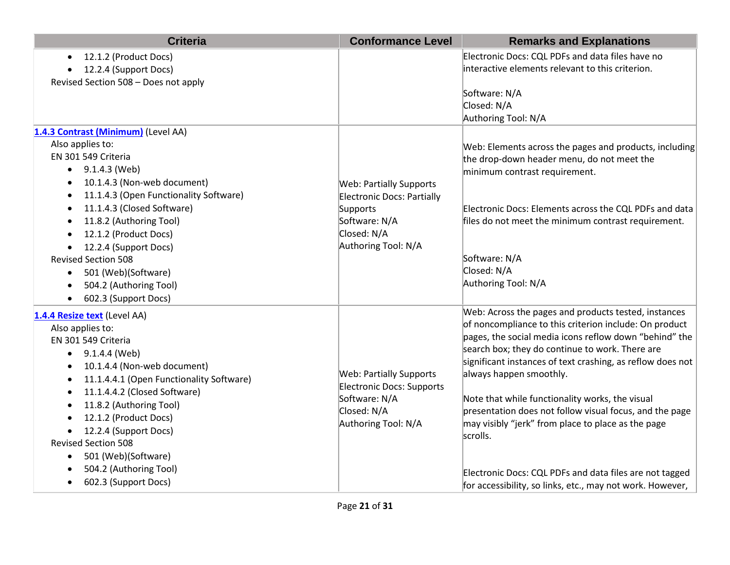| Criteria | Conformance Level | Remarks and Explanations |
| --- | --- | --- |
| • 12.1.2 (Product Docs)<br>• 12.2.4 (Support Docs)<br>Revised Section 508 – Does not apply | | Electronic Docs: CQL PDFs and data files have no interactive elements relevant to this criterion.<br><br>Software: N/A<br>Closed: N/A<br>Authoring Tool: N/A |
| [1.4.3 Contrast (Minimum)](#) (Level AA)<br>Also applies to:<br>EN 301 549 Criteria<br>• 9.1.4.3 (Web)<br>• 10.1.4.3 (Non-web document)<br>• 11.1.4.3 (Open Functionality Software)<br>• 11.1.4.3 (Closed Software)<br>• 11.8.2 (Authoring Tool)<br>• 12.1.2 (Product Docs)<br>• 12.2.4 (Support Docs)<br>Revised Section 508<br>• 501 (Web)(Software)<br>• 504.2 (Authoring Tool)<br>• 602.3 (Support Docs) | Web: Partially Supports<br>Electronic Docs: Partially Supports<br>Software: N/A<br>Closed: N/A<br>Authoring Tool: N/A | Web: Elements across the pages and products, including the drop-down header menu, do not meet the minimum contrast requirement.<br><br>Electronic Docs: Elements across the CQL PDFs and data files do not meet the minimum contrast requirement.<br><br>Software: N/A<br>Closed: N/A<br>Authoring Tool: N/A |
| [1.4.4 Resize text](#) (Level AA)<br>Also applies to:<br>EN 301 549 Criteria<br>• 9.1.4.4 (Web)<br>• 10.1.4.4 (Non-web document)<br>• 11.1.4.4.1 (Open Functionality Software)<br>• 11.1.4.4.2 (Closed Software)<br>• 11.8.2 (Authoring Tool)<br>• 12.1.2 (Product Docs)<br>• 12.2.4 (Support Docs)<br>Revised Section 508<br>• 501 (Web)(Software)<br>• 504.2 (Authoring Tool)<br>• 602.3 (Support Docs) | Web: Partially Supports<br>Electronic Docs: Supports<br>Software: N/A<br>Closed: N/A<br>Authoring Tool: N/A | Web: Across the pages and products tested, instances of noncompliance to this criterion include: On product pages, the social media icons reflow down "behind" the search box; they do continue to work. There are significant instances of text crashing, as reflow does not always happen smoothly.<br><br>Note that while functionality works, the visual presentation does not follow visual focus, and the page may visibly "jerk" from place to place as the page scrolls.<br><br>Electronic Docs: CQL PDFs and data files are not tagged for accessibility, so links, etc., may not work. However, |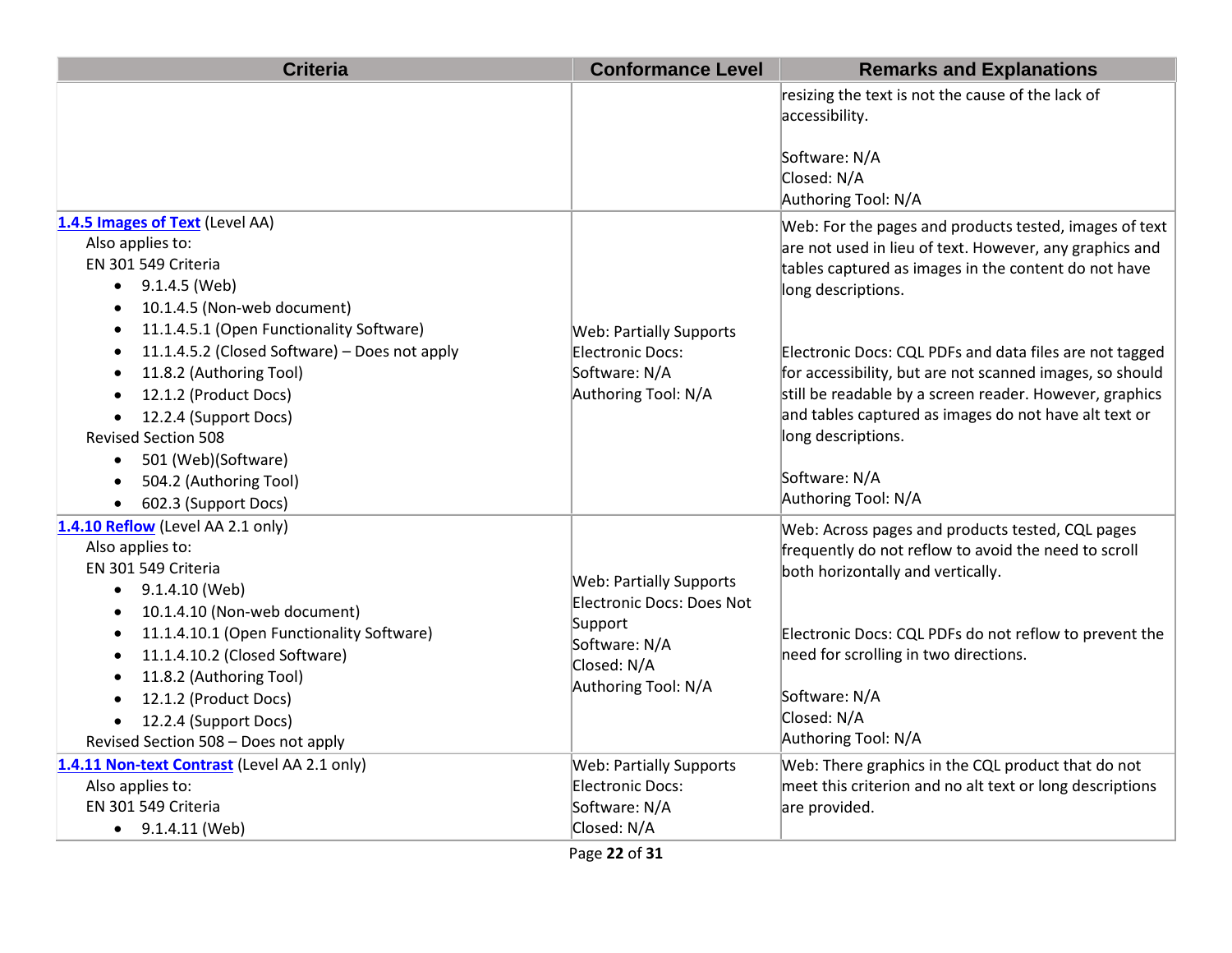| Criteria | Conformance Level | Remarks and Explanations |
|---|---|---|
| | | resizing the text is not the cause of the lack of accessibility.<br><br>Software: N/A<br>Closed: N/A<br>Authoring Tool: N/A |
| **[1.4.5 Images of Text](#)** (Level AA)<br>Also applies to:<br>EN 301 549 Criteria<br>• 9.1.4.5 (Web)<br>• 10.1.4.5 (Non-web document)<br>• 11.1.4.5.1 (Open Functionality Software)<br>• 11.1.4.5.2 (Closed Software) – Does not apply<br>• 11.8.2 (Authoring Tool)<br>• 12.1.2 (Product Docs)<br>• 12.2.4 (Support Docs)<br>Revised Section 508<br>• 501 (Web)(Software)<br>• 504.2 (Authoring Tool)<br>• 602.3 (Support Docs) | Web: Partially Supports<br>Electronic Docs:<br>Software: N/A<br>Authoring Tool: N/A | Web: For the pages and products tested, images of text are not used in lieu of text. However, any graphics and tables captured as images in the content do not have long descriptions.<br><br>Electronic Docs: CQL PDFs and data files are not tagged for accessibility, but are not scanned images, so should still be readable by a screen reader. However, graphics and tables captured as images do not have alt text or long descriptions.<br><br>Software: N/A<br>Authoring Tool: N/A |
| **[1.4.10 Reflow](#)** (Level AA 2.1 only)<br>Also applies to:<br>EN 301 549 Criteria<br>• 9.1.4.10 (Web)<br>• 10.1.4.10 (Non-web document)<br>• 11.1.4.10.1 (Open Functionality Software)<br>• 11.1.4.10.2 (Closed Software)<br>• 11.8.2 (Authoring Tool)<br>• 12.1.2 (Product Docs)<br>• 12.2.4 (Support Docs)<br>Revised Section 508 – Does not apply | Web: Partially Supports<br>Electronic Docs: Does Not Support<br>Software: N/A<br>Closed: N/A<br>Authoring Tool: N/A | Web: Across pages and products tested, CQL pages frequently do not reflow to avoid the need to scroll both horizontally and vertically.<br><br>Electronic Docs: CQL PDFs do not reflow to prevent the need for scrolling in two directions.<br><br>Software: N/A<br>Closed: N/A<br>Authoring Tool: N/A |
| **[1.4.11 Non-text Contrast](#)** (Level AA 2.1 only)<br>Also applies to:<br>EN 301 549 Criteria<br>• 9.1.4.11 (Web) | Web: Partially Supports<br>Electronic Docs:<br>Software: N/A<br>Closed: N/A | Web: There graphics in the CQL product that do not meet this criterion and no alt text or long descriptions are provided. |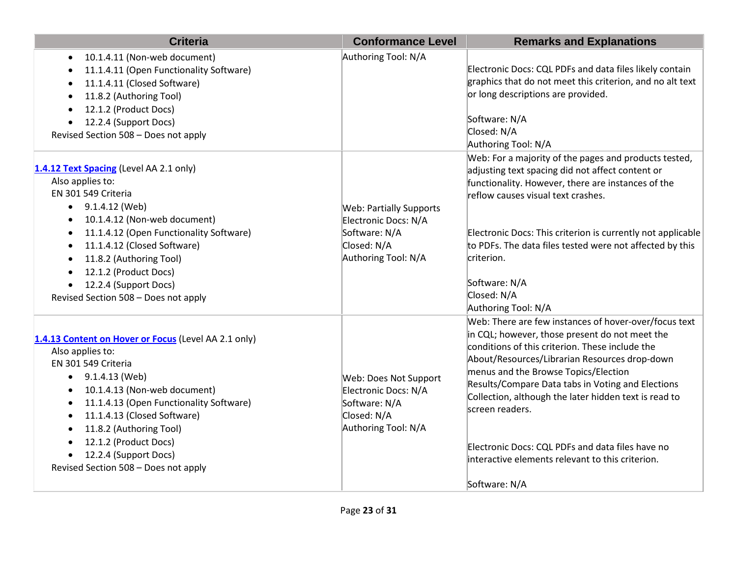| Criteria | Conformance Level | Remarks and Explanations |
| --- | --- | --- |
| <ul><li>10.1.4.11 (Non-web document)</li><li>11.1.4.11 (Open Functionality Software)</li><li>11.1.4.11 (Closed Software)</li><li>11.8.2 (Authoring Tool)</li><li>12.1.2 (Product Docs)</li><li>12.2.4 (Support Docs)</li></ul>Revised Section 508 – Does not apply | Authoring Tool: N/A | Electronic Docs: CQL PDFs and data files likely contain graphics that do not meet this criterion, and no alt text or long descriptions are provided.<br><br>Software: N/A<br>Closed: N/A<br>Authoring Tool: N/A |
| [1.4.12 Text Spacing](#) (Level AA 2.1 only)<br>Also applies to:<br>EN 301 549 Criteria<ul><li>9.1.4.12 (Web)</li><li>10.1.4.12 (Non-web document)</li><li>11.1.4.12 (Open Functionality Software)</li><li>11.1.4.12 (Closed Software)</li><li>11.8.2 (Authoring Tool)</li><li>12.1.2 (Product Docs)</li><li>12.2.4 (Support Docs)</li></ul>Revised Section 508 – Does not apply | Web: Partially Supports<br>Electronic Docs: N/A<br>Software: N/A<br>Closed: N/A<br>Authoring Tool: N/A | Web: For a majority of the pages and products tested, adjusting text spacing did not affect content or functionality. However, there are instances of the reflow causes visual text crashes.<br><br>Electronic Docs: This criterion is currently not applicable to PDFs. The data files tested were not affected by this criterion.<br><br>Software: N/A<br>Closed: N/A<br>Authoring Tool: N/A |
| [1.4.13 Content on Hover or Focus](#) (Level AA 2.1 only)<br>Also applies to:<br>EN 301 549 Criteria<ul><li>9.1.4.13 (Web)</li><li>10.1.4.13 (Non-web document)</li><li>11.1.4.13 (Open Functionality Software)</li><li>11.1.4.13 (Closed Software)</li><li>11.8.2 (Authoring Tool)</li><li>12.1.2 (Product Docs)</li><li>12.2.4 (Support Docs)</li></ul>Revised Section 508 – Does not apply | Web: Does Not Support<br>Electronic Docs: N/A<br>Software: N/A<br>Closed: N/A<br>Authoring Tool: N/A | Web: There are few instances of hover-over/focus text in CQL; however, those present do not meet the conditions of this criterion. These include the About/Resources/Librarian Resources drop-down menus and the Browse Topics/Election Results/Compare Data tabs in Voting and Elections Collection, although the later hidden text is read to screen readers.<br><br>Electronic Docs: CQL PDFs and data files have no interactive elements relevant to this criterion.<br><br>Software: N/A |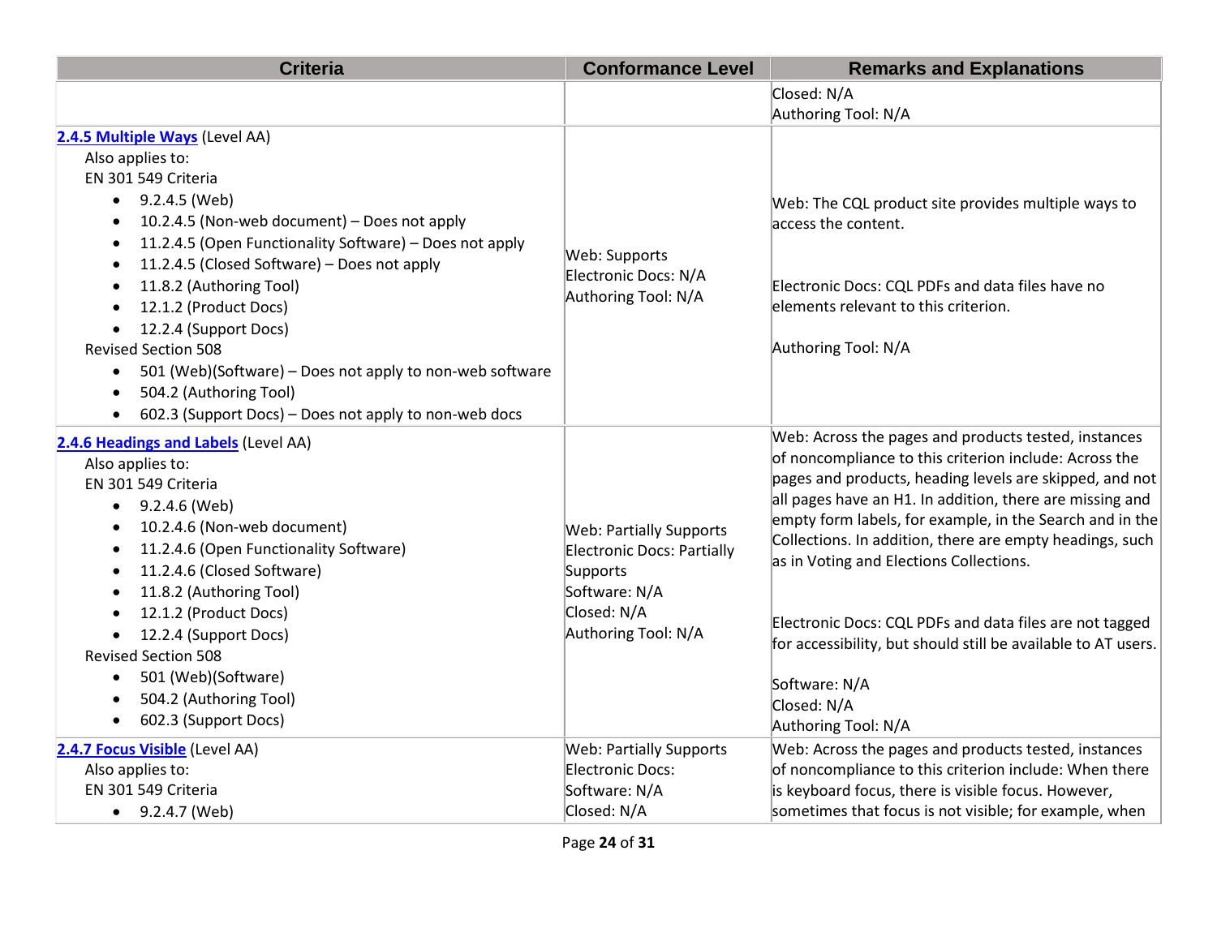| Criteria | Conformance Level | Remarks and Explanations |
|---|---|---|
| | | Closed: N/A<br>Authoring Tool: N/A |
| [2.4.5 Multiple Ways](#) (Level AA)<br>Also applies to:<br>EN 301 549 Criteria<br>• 9.2.4.5 (Web)<br>• 10.2.4.5 (Non-web document) – Does not apply<br>• 11.2.4.5 (Open Functionality Software) – Does not apply<br>• 11.2.4.5 (Closed Software) – Does not apply<br>• 11.8.2 (Authoring Tool)<br>• 12.1.2 (Product Docs)<br>• 12.2.4 (Support Docs)<br>Revised Section 508<br>• 501 (Web)(Software) – Does not apply to non-web software<br>• 504.2 (Authoring Tool)<br>• 602.3 (Support Docs) – Does not apply to non-web docs | Web: Supports<br>Electronic Docs: N/A<br>Authoring Tool: N/A | Web: The CQL product site provides multiple ways to access the content.<br><br>Electronic Docs: CQL PDFs and data files have no elements relevant to this criterion.<br><br>Authoring Tool: N/A |
| [2.4.6 Headings and Labels](#) (Level AA)<br>Also applies to:<br>EN 301 549 Criteria<br>• 9.2.4.6 (Web)<br>• 10.2.4.6 (Non-web document)<br>• 11.2.4.6 (Open Functionality Software)<br>• 11.2.4.6 (Closed Software)<br>• 11.8.2 (Authoring Tool)<br>• 12.1.2 (Product Docs)<br>• 12.2.4 (Support Docs)<br>Revised Section 508<br>• 501 (Web)(Software)<br>• 504.2 (Authoring Tool)<br>• 602.3 (Support Docs) | Web: Partially Supports<br>Electronic Docs: Partially Supports<br>Software: N/A<br>Closed: N/A<br>Authoring Tool: N/A | Web: Across the pages and products tested, instances of noncompliance to this criterion include: Across the pages and products, heading levels are skipped, and not all pages have an H1. In addition, there are missing and empty form labels, for example, in the Search and in the Collections. In addition, there are empty headings, such as in Voting and Elections Collections.<br><br>Electronic Docs: CQL PDFs and data files are not tagged for accessibility, but should still be available to AT users.<br><br>Software: N/A<br>Closed: N/A<br>Authoring Tool: N/A |
| [2.4.7 Focus Visible](#) (Level AA)<br>Also applies to:<br>EN 301 549 Criteria<br>• 9.2.4.7 (Web) | Web: Partially Supports<br>Electronic Docs:<br>Software: N/A<br>Closed: N/A | Web: Across the pages and products tested, instances of noncompliance to this criterion include: When there is keyboard focus, there is visible focus. However, sometimes that focus is not visible; for example, when |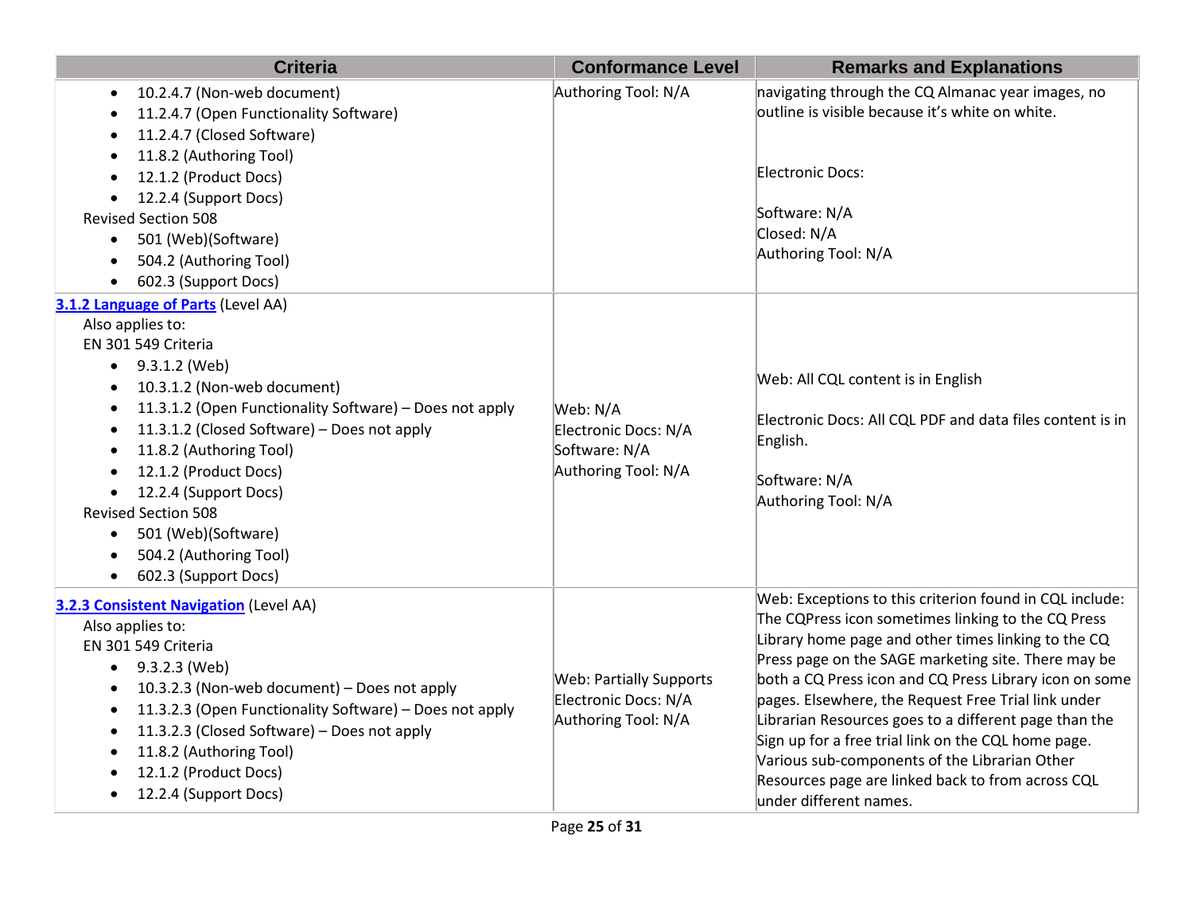| Criteria | Conformance Level | Remarks and Explanations |
|---|---|---|
| • 10.2.4.7 (Non-web document)<br>• 11.2.4.7 (Open Functionality Software)<br>• 11.2.4.7 (Closed Software)<br>• 11.8.2 (Authoring Tool)<br>• 12.1.2 (Product Docs)<br>• 12.2.4 (Support Docs)<br>Revised Section 508<br>• 501 (Web)(Software)<br>• 504.2 (Authoring Tool)<br>• 602.3 (Support Docs) | Authoring Tool: N/A | navigating through the CQ Almanac year images, no outline is visible because it's white on white.<br><br>Electronic Docs:<br><br>Software: N/A<br>Closed: N/A<br>Authoring Tool: N/A |
| **[3.1.2 Language of Parts](https://www.w3.org/TR/WCAG20/#meaning-other-lang-id)** (Level AA)<br>Also applies to:<br>EN 301 549 Criteria<br>• 9.3.1.2 (Web)<br>• 10.3.1.2 (Non-web document)<br>• 11.3.1.2 (Open Functionality Software) – Does not apply<br>• 11.3.1.2 (Closed Software) – Does not apply<br>• 11.8.2 (Authoring Tool)<br>• 12.1.2 (Product Docs)<br>• 12.2.4 (Support Docs)<br>Revised Section 508<br>• 501 (Web)(Software)<br>• 504.2 (Authoring Tool)<br>• 602.3 (Support Docs) | Web: N/A<br>Electronic Docs: N/A<br>Software: N/A<br>Authoring Tool: N/A | Web: All CQL content is in English<br><br>Electronic Docs: All CQL PDF and data files content is in English.<br><br>Software: N/A<br>Authoring Tool: N/A |
| **[3.2.3 Consistent Navigation](https://www.w3.org/TR/WCAG20/#consistent-behavior-consistent-locations)** (Level AA)<br>Also applies to:<br>EN 301 549 Criteria<br>• 9.3.2.3 (Web)<br>• 10.3.2.3 (Non-web document) – Does not apply<br>• 11.3.2.3 (Open Functionality Software) – Does not apply<br>• 11.3.2.3 (Closed Software) – Does not apply<br>• 11.8.2 (Authoring Tool)<br>• 12.1.2 (Product Docs)<br>• 12.2.4 (Support Docs) | Web: Partially Supports<br>Electronic Docs: N/A<br>Authoring Tool: N/A | Web: Exceptions to this criterion found in CQL include: The CQPress icon sometimes linking to the CQ Press Library home page and other times linking to the CQ Press page on the SAGE marketing site. There may be both a CQ Press icon and CQ Press Library icon on some pages. Elsewhere, the Request Free Trial link under Librarian Resources goes to a different page than the Sign up for a free trial link on the CQL home page. Various sub-components of the Librarian Other Resources page are linked back to from across CQL under different names. |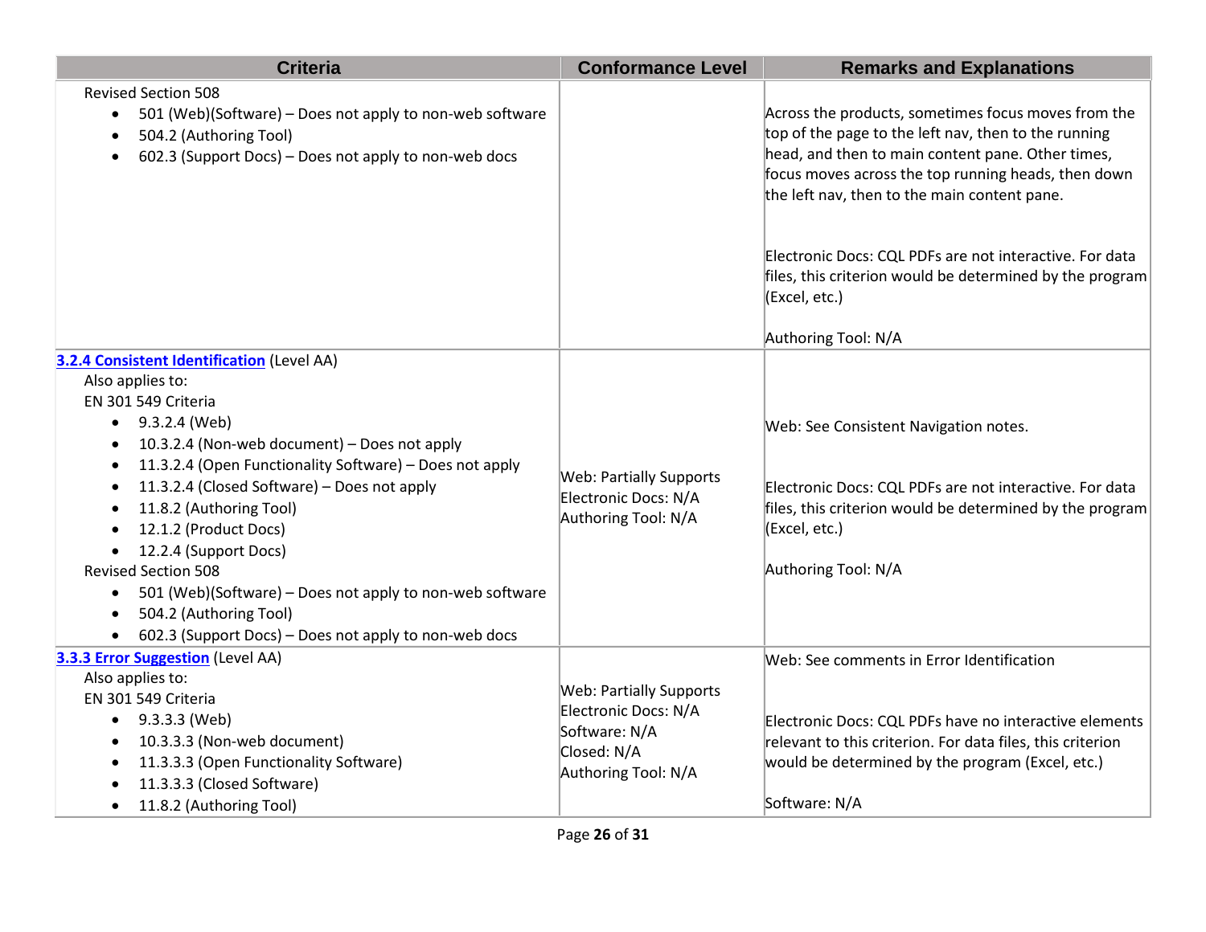| Criteria | Conformance Level | Remarks and Explanations |
| --- | --- | --- |
| Revised Section 508<br>• 501 (Web)(Software) – Does not apply to non-web software<br>• 504.2 (Authoring Tool)<br>• 602.3 (Support Docs) – Does not apply to non-web docs | | Across the products, sometimes focus moves from the top of the page to the left nav, then to the running head, and then to main content pane. Other times, focus moves across the top running heads, then down the left nav, then to the main content pane.<br><br>Electronic Docs: CQL PDFs are not interactive. For data files, this criterion would be determined by the program (Excel, etc.)<br><br>Authoring Tool: N/A |
| **[3.2.4 Consistent Identification](#)** (Level AA)<br>Also applies to:<br>EN 301 549 Criteria<br>• 9.3.2.4 (Web)<br>• 10.3.2.4 (Non-web document) – Does not apply<br>• 11.3.2.4 (Open Functionality Software) – Does not apply<br>• 11.3.2.4 (Closed Software) – Does not apply<br>• 11.8.2 (Authoring Tool)<br>• 12.1.2 (Product Docs)<br>• 12.2.4 (Support Docs)<br>Revised Section 508<br>• 501 (Web)(Software) – Does not apply to non-web software<br>• 504.2 (Authoring Tool)<br>• 602.3 (Support Docs) – Does not apply to non-web docs | Web: Partially Supports<br>Electronic Docs: N/A<br>Authoring Tool: N/A | Web: See Consistent Navigation notes.<br><br>Electronic Docs: CQL PDFs are not interactive. For data files, this criterion would be determined by the program (Excel, etc.)<br><br>Authoring Tool: N/A |
| **[3.3.3 Error Suggestion](#)** (Level AA)<br>Also applies to:<br>EN 301 549 Criteria<br>• 9.3.3.3 (Web)<br>• 10.3.3.3 (Non-web document)<br>• 11.3.3.3 (Open Functionality Software)<br>• 11.3.3.3 (Closed Software)<br>• 11.8.2 (Authoring Tool) | Web: Partially Supports<br>Electronic Docs: N/A<br>Software: N/A<br>Closed: N/A<br>Authoring Tool: N/A | Web: See comments in Error Identification<br><br>Electronic Docs: CQL PDFs have no interactive elements relevant to this criterion. For data files, this criterion would be determined by the program (Excel, etc.)<br><br>Software: N/A |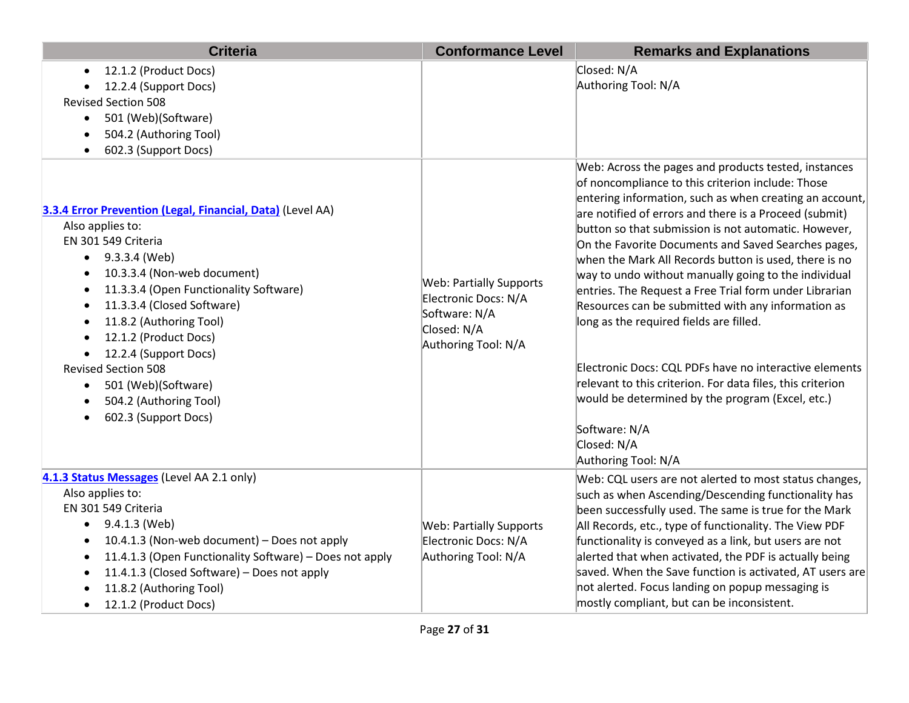| Criteria | Conformance Level | Remarks and Explanations |
| --- | --- | --- |
| <ul><li>12.1.2 (Product Docs)</li><li>12.2.4 (Support Docs)</li></ul>Revised Section 508<ul><li>501 (Web)(Software)</li><li>504.2 (Authoring Tool)</li><li>602.3 (Support Docs)</li></ul> | | Closed: N/A<br>Authoring Tool: N/A |
| [3.3.4 Error Prevention (Legal, Financial, Data)]() (Level AA)<br>Also applies to:<br>EN 301 549 Criteria<ul><li>9.3.3.4 (Web)</li><li>10.3.3.4 (Non-web document)</li><li>11.3.3.4 (Open Functionality Software)</li><li>11.3.3.4 (Closed Software)</li><li>11.8.2 (Authoring Tool)</li><li>12.1.2 (Product Docs)</li><li>12.2.4 (Support Docs)</li></ul>Revised Section 508<ul><li>501 (Web)(Software)</li><li>504.2 (Authoring Tool)</li><li>602.3 (Support Docs)</li></ul> | Web: Partially Supports<br>Electronic Docs: N/A<br>Software: N/A<br>Closed: N/A<br>Authoring Tool: N/A | Web: Across the pages and products tested, instances of noncompliance to this criterion include: Those entering information, such as when creating an account, are notified of errors and there is a Proceed (submit) button so that submission is not automatic. However, On the Favorite Documents and Saved Searches pages, when the Mark All Records button is used, there is no way to undo without manually going to the individual entries. The Request a Free Trial form under Librarian Resources can be submitted with any information as long as the required fields are filled.<br><br>Electronic Docs: CQL PDFs have no interactive elements relevant to this criterion. For data files, this criterion would be determined by the program (Excel, etc.)<br><br>Software: N/A<br>Closed: N/A<br>Authoring Tool: N/A |
| [4.1.3 Status Messages]() (Level AA 2.1 only)<br>Also applies to:<br>EN 301 549 Criteria<ul><li>9.4.1.3 (Web)</li><li>10.4.1.3 (Non-web document) – Does not apply</li><li>11.4.1.3 (Open Functionality Software) – Does not apply</li><li>11.4.1.3 (Closed Software) – Does not apply</li><li>11.8.2 (Authoring Tool)</li><li>12.1.2 (Product Docs)</li></ul> | Web: Partially Supports<br>Electronic Docs: N/A<br>Authoring Tool: N/A | Web: CQL users are not alerted to most status changes, such as when Ascending/Descending functionality has been successfully used. The same is true for the Mark All Records, etc., type of functionality. The View PDF functionality is conveyed as a link, but users are not alerted that when activated, the PDF is actually being saved. When the Save function is activated, AT users are not alerted. Focus landing on popup messaging is mostly compliant, but can be inconsistent. |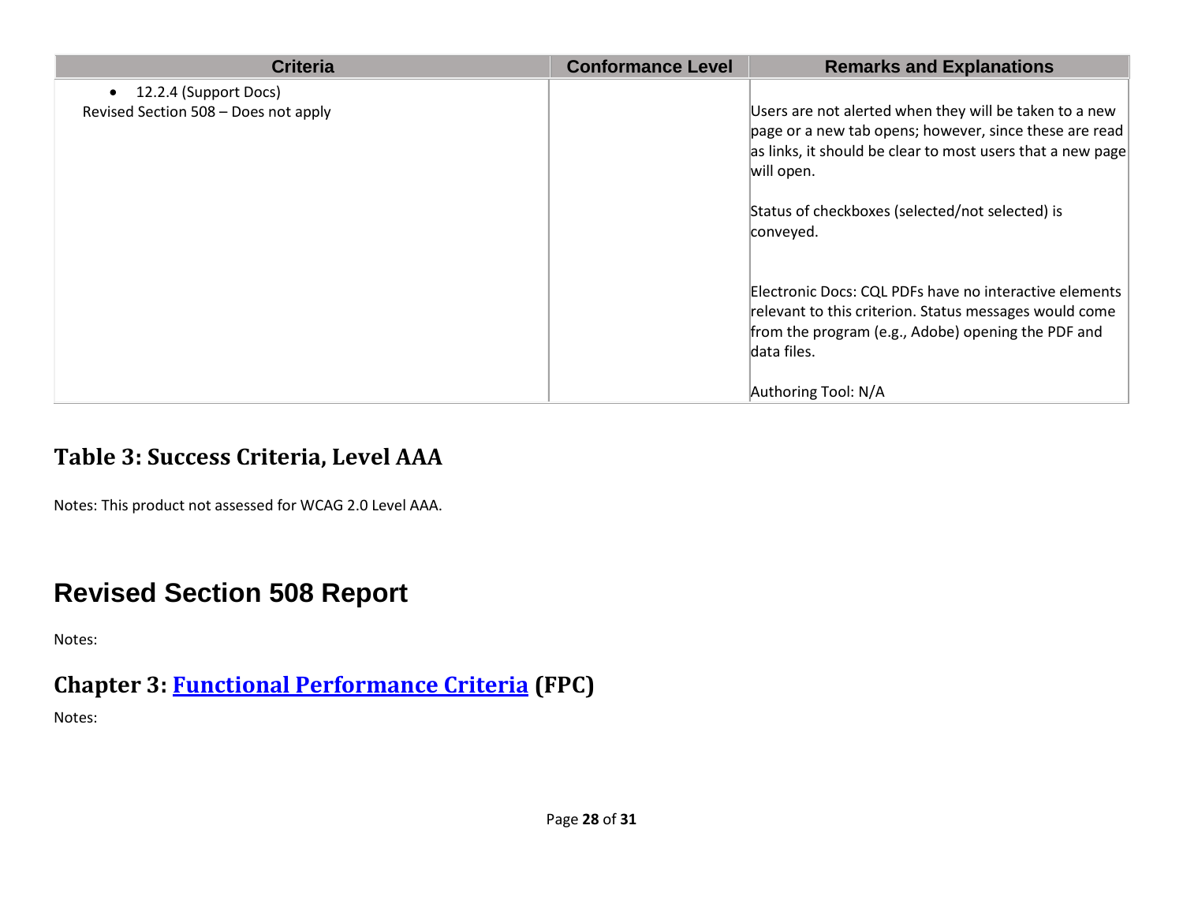| Criteria | Conformance Level | Remarks and Explanations |
|---|---|---|
| • 12.2.4 (Support Docs)<br>Revised Section 508 – Does not apply | | Users are not alerted when they will be taken to a new page or a new tab opens; however, since these are read as links, it should be clear to most users that a new page will open.<br><br>Status of checkboxes (selected/not selected) is conveyed.<br><br>Electronic Docs: CQL PDFs have no interactive elements relevant to this criterion. Status messages would come from the program (e.g., Adobe) opening the PDF and data files.<br><br>Authoring Tool: N/A |

## Table 3: Success Criteria, Level AAA

Notes: This product not assessed for WCAG 2.0 Level AAA.

# Revised Section 508 Report

Notes:

## Chapter 3: Functional Performance Criteria (FPC)

Notes: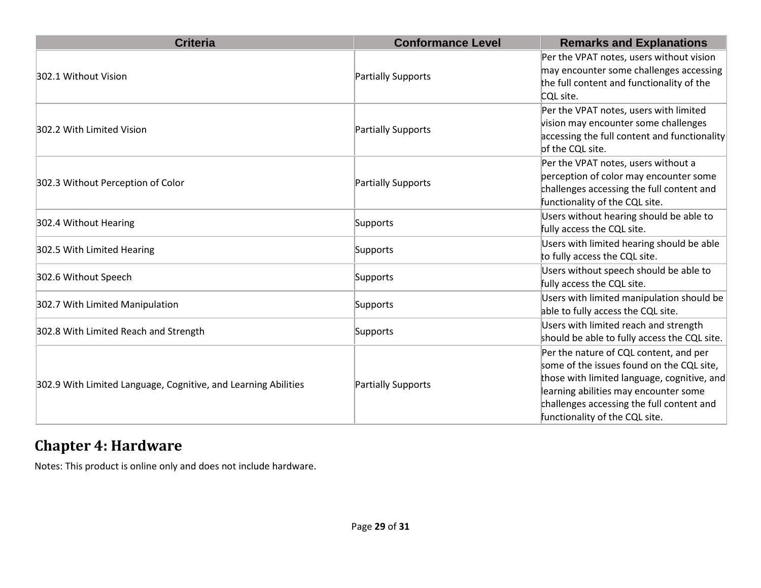| Criteria | Conformance Level | Remarks and Explanations |
|---|---|---|
| 302.1 Without Vision | Partially Supports | Per the VPAT notes, users without vision may encounter some challenges accessing the full content and functionality of the CQL site. |
| 302.2 With Limited Vision | Partially Supports | Per the VPAT notes, users with limited vision may encounter some challenges accessing the full content and functionality of the CQL site. |
| 302.3 Without Perception of Color | Partially Supports | Per the VPAT notes, users without a perception of color may encounter some challenges accessing the full content and functionality of the CQL site. |
| 302.4 Without Hearing | Supports | Users without hearing should be able to fully access the CQL site. |
| 302.5 With Limited Hearing | Supports | Users with limited hearing should be able to fully access the CQL site. |
| 302.6 Without Speech | Supports | Users without speech should be able to fully access the CQL site. |
| 302.7 With Limited Manipulation | Supports | Users with limited manipulation should be able to fully access the CQL site. |
| 302.8 With Limited Reach and Strength | Supports | Users with limited reach and strength should be able to fully access the CQL site. |
| 302.9 With Limited Language, Cognitive, and Learning Abilities | Partially Supports | Per the nature of CQL content, and per some of the issues found on the CQL site, those with limited language, cognitive, and learning abilities may encounter some challenges accessing the full content and functionality of the CQL site. |

## Chapter 4: Hardware

Notes: This product is online only and does not include hardware.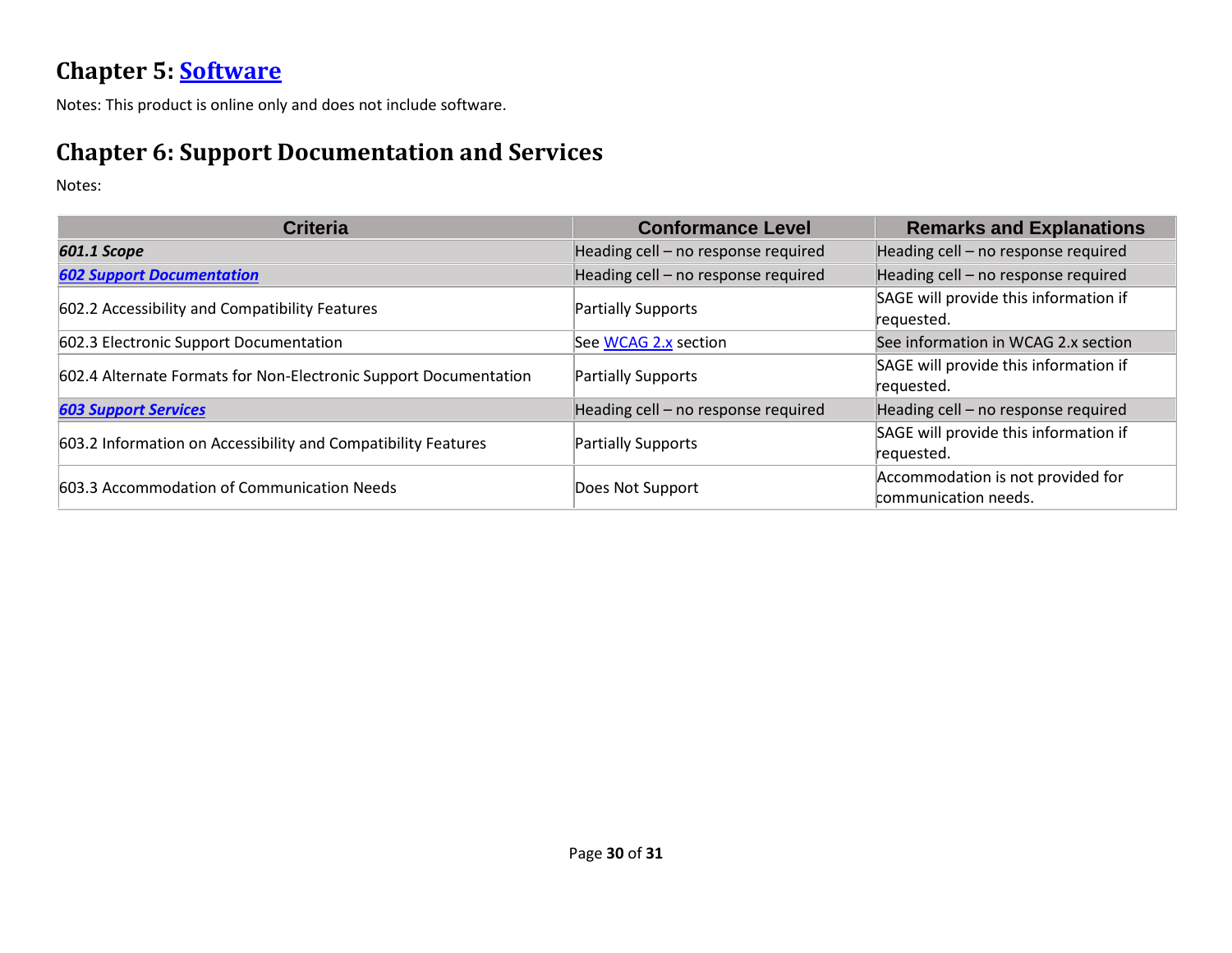## Chapter 5: Software

Notes: This product is online only and does not include software.

## Chapter 6: Support Documentation and Services

Notes:

| Criteria | Conformance Level | Remarks and Explanations |
|---|---|---|
| ***601.1 Scope*** | Heading cell – no response required | Heading cell – no response required |
| ***602 Support Documentation*** | Heading cell – no response required | Heading cell – no response required |
| 602.2 Accessibility and Compatibility Features | Partially Supports | SAGE will provide this information if requested. |
| 602.3 Electronic Support Documentation | See WCAG 2.x section | See information in WCAG 2.x section |
| 602.4 Alternate Formats for Non-Electronic Support Documentation | Partially Supports | SAGE will provide this information if requested. |
| ***603 Support Services*** | Heading cell – no response required | Heading cell – no response required |
| 603.2 Information on Accessibility and Compatibility Features | Partially Supports | SAGE will provide this information if requested. |
| 603.3 Accommodation of Communication Needs | Does Not Support | Accommodation is not provided for communication needs. |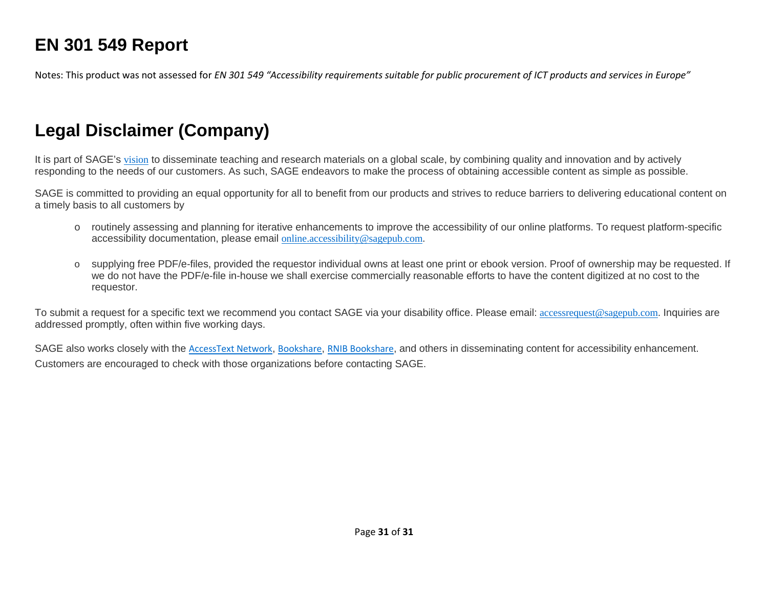# EN 301 549 Report

Notes: This product was not assessed for *EN 301 549 "Accessibility requirements suitable for public procurement of ICT products and services in Europe"*

# Legal Disclaimer (Company)

It is part of SAGE's vision to disseminate teaching and research materials on a global scale, by combining quality and innovation and by actively responding to the needs of our customers. As such, SAGE endeavors to make the process of obtaining accessible content as simple as possible.

SAGE is committed to providing an equal opportunity for all to benefit from our products and strives to reduce barriers to delivering educational content on a timely basis to all customers by

- routinely assessing and planning for iterative enhancements to improve the accessibility of our online platforms. To request platform-specific accessibility documentation, please email online.accessibility@sagepub.com.

- supplying free PDF/e-files, provided the requestor individual owns at least one print or ebook version. Proof of ownership may be requested. If we do not have the PDF/e-file in-house we shall exercise commercially reasonable efforts to have the content digitized at no cost to the requestor.

To submit a request for a specific text we recommend you contact SAGE via your disability office. Please email: accessrequest@sagepub.com. Inquiries are addressed promptly, often within five working days.

SAGE also works closely with the AccessText Network, Bookshare, RNIB Bookshare, and others in disseminating content for accessibility enhancement. Customers are encouraged to check with those organizations before contacting SAGE.